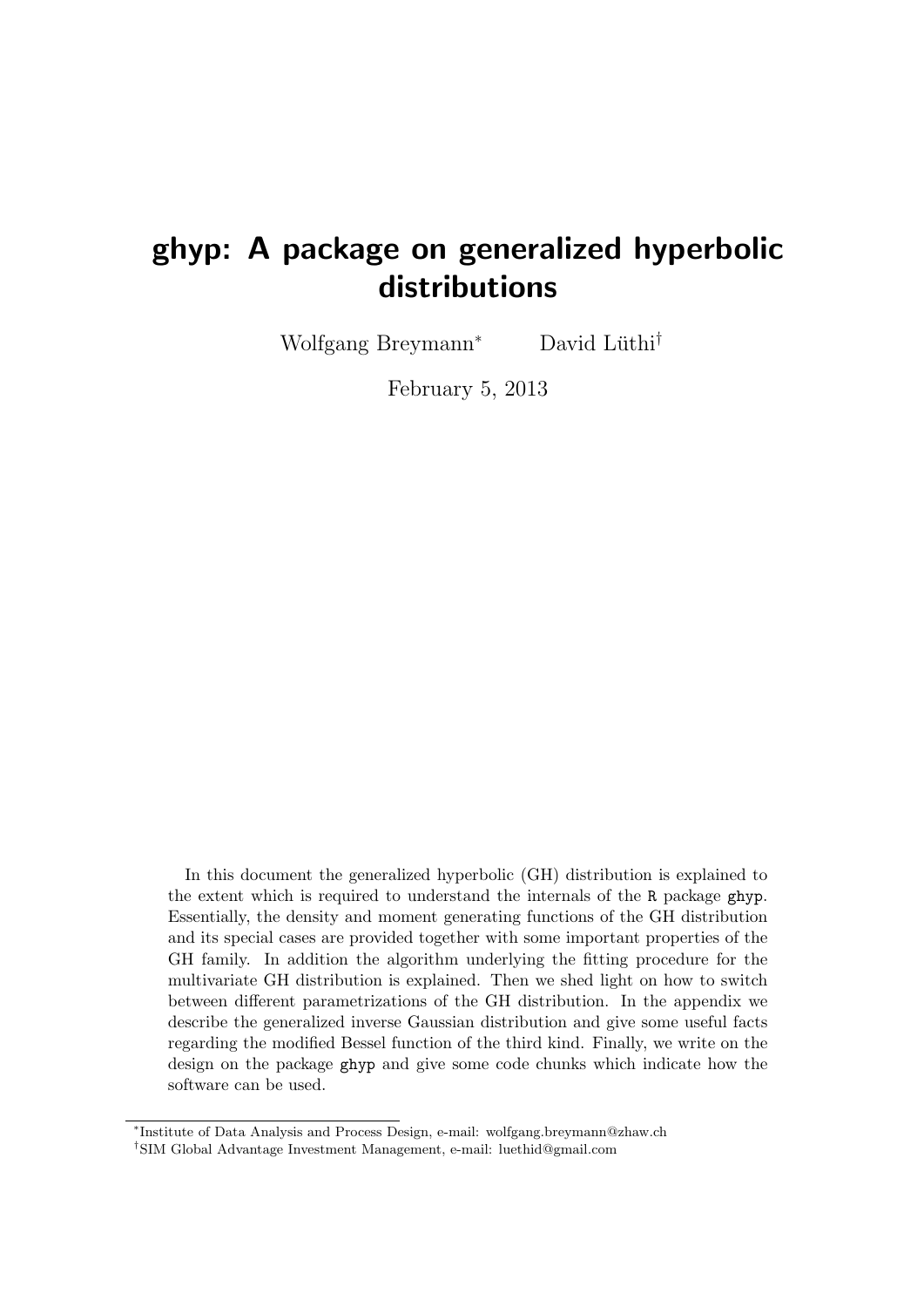# ghyp: A package on generalized hyperbolic distributions

Wolfgang Breymann[*] David Lüthi[†]

February 5, 2013

In this document the generalized hyperbolic (GH) distribution is explained to the extent which is required to understand the internals of the R package ghyp. Essentially, the density and moment generating functions of the GH distribution and its special cases are provided together with some important properties of the GH family. In addition the algorithm underlying the fitting procedure for the multivariate GH distribution is explained. Then we shed light on how to switch between different parametrizations of the GH distribution. In the appendix we describe the generalized inverse Gaussian distribution and give some useful facts regarding the modified Bessel function of the third kind. Finally, we write on the design on the package ghyp and give some code chunks which indicate how the software can be used.

[*] Institute of Data Analysis and Process Design, e-mail: wolfgang.breymann@zhaw.ch

[†] SIM Global Advantage Investment Management, e-mail: luethid@gmail.com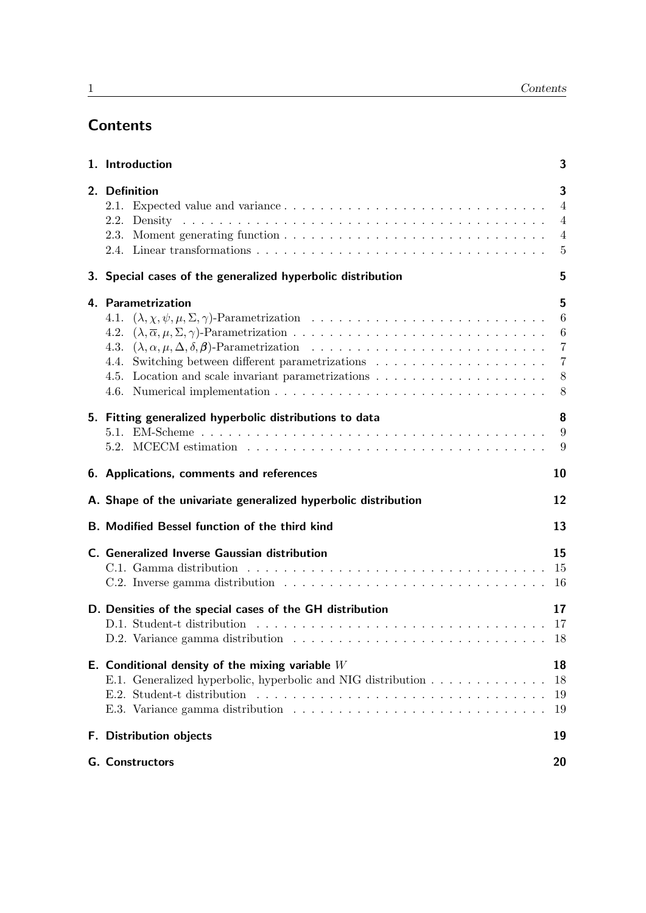# Contents

1. Introduction 3

2. Definition 3
   - 2.1. Expected value and variance 4
   - 2.2. Density 4
   - 2.3. Moment generating function 4
   - 2.4. Linear transformations 5

3. Special cases of the generalized hyperbolic distribution 5

4. Parametrization 5
   - 4.1. $(\lambda, \chi, \psi, \mu, \Sigma, \gamma)$-Parametrization 6
   - 4.2. $(\lambda, \overline{\alpha}, \mu, \Sigma, \gamma)$-Parametrization 6
   - 4.3. $(\lambda, \alpha, \mu, \Delta, \delta, \boldsymbol{\beta})$-Parametrization 7
   - 4.4. Switching between different parametrizations 7
   - 4.5. Location and scale invariant parametrizations 8
   - 4.6. Numerical implementation 8

5. Fitting generalized hyperbolic distributions to data 8
   - 5.1. EM-Scheme 9
   - 5.2. MCECM estimation 9

6. Applications, comments and references 10

A. Shape of the univariate generalized hyperbolic distribution 12

B. Modified Bessel function of the third kind 13

C. Generalized Inverse Gaussian distribution 15
   - C.1. Gamma distribution 15
   - C.2. Inverse gamma distribution 16

D. Densities of the special cases of the GH distribution 17
   - D.1. Student-t distribution 17
   - D.2. Variance gamma distribution 18

E. Conditional density of the mixing variable $W$ 18
   - E.1. Generalized hyperbolic, hyperbolic and NIG distribution 18
   - E.2. Student-t distribution 19
   - E.3. Variance gamma distribution 19

F. Distribution objects 19

G. Constructors 20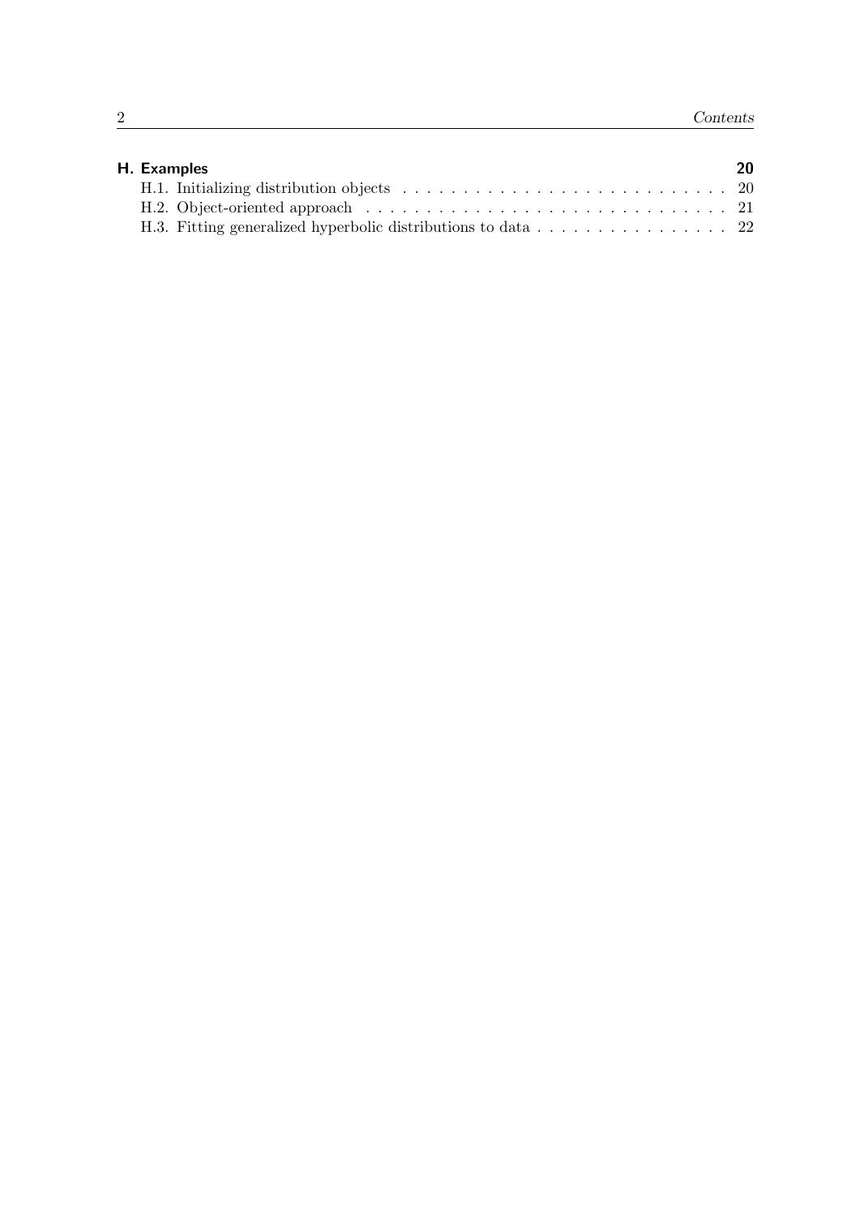**H. Examples** **20**

H.1. Initializing distribution objects . . . . . . . . . . . . . . . . . . . . . . . . . . . 20
H.2. Object-oriented approach . . . . . . . . . . . . . . . . . . . . . . . . . . . . . 21
H.3. Fitting generalized hyperbolic distributions to data . . . . . . . . . . . . . . . . 22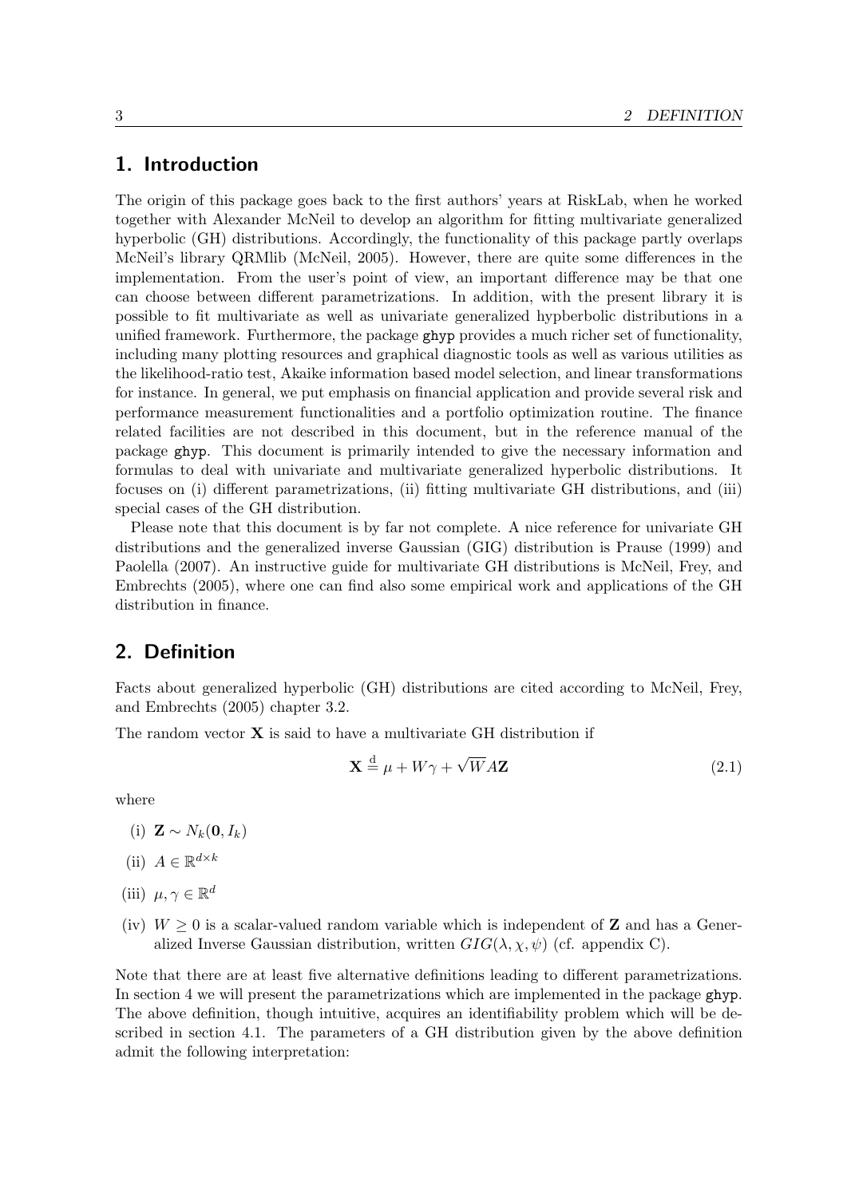## 1. Introduction

The origin of this package goes back to the first authors' years at RiskLab, when he worked together with Alexander McNeil to develop an algorithm for fitting multivariate generalized hyperbolic (GH) distributions. Accordingly, the functionality of this package partly overlaps McNeil's library QRMlib (McNeil, 2005). However, there are quite some differences in the implementation. From the user's point of view, an important difference may be that one can choose between different parametrizations. In addition, with the present library it is possible to fit multivariate as well as univariate generalized hypberbolic distributions in a unified framework. Furthermore, the package ghyp provides a much richer set of functionality, including many plotting resources and graphical diagnostic tools as well as various utilities as the likelihood-ratio test, Akaike information based model selection, and linear transformations for instance. In general, we put emphasis on financial application and provide several risk and performance measurement functionalities and a portfolio optimization routine. The finance related facilities are not described in this document, but in the reference manual of the package ghyp. This document is primarily intended to give the necessary information and formulas to deal with univariate and multivariate generalized hyperbolic distributions. It focuses on (i) different parametrizations, (ii) fitting multivariate GH distributions, and (iii) special cases of the GH distribution.

Please note that this document is by far not complete. A nice reference for univariate GH distributions and the generalized inverse Gaussian (GIG) distribution is Prause (1999) and Paolella (2007). An instructive guide for multivariate GH distributions is McNeil, Frey, and Embrechts (2005), where one can find also some empirical work and applications of the GH distribution in finance.

## 2. Definition

Facts about generalized hyperbolic (GH) distributions are cited according to McNeil, Frey, and Embrechts (2005) chapter 3.2.

The random vector $\mathbf{X}$ is said to have a multivariate GH distribution if

$$\mathbf{X} \overset{\mathrm{d}}{=} \mu + W\gamma + \sqrt{W}A\mathbf{Z} \tag{2.1}$$

where

(i) $\mathbf{Z} \sim N_k(\mathbf{0}, I_k)$

(ii) $A \in \mathbb{R}^{d \times k}$

(iii) $\mu, \gamma \in \mathbb{R}^d$

(iv) $W \geq 0$ is a scalar-valued random variable which is independent of $\mathbf{Z}$ and has a Generalized Inverse Gaussian distribution, written $GIG(\lambda, \chi, \psi)$ (cf. appendix C).

Note that there are at least five alternative definitions leading to different parametrizations. In section 4 we will present the parametrizations which are implemented in the package ghyp. The above definition, though intuitive, acquires an identifiability problem which will be described in section 4.1. The parameters of a GH distribution given by the above definition admit the following interpretation: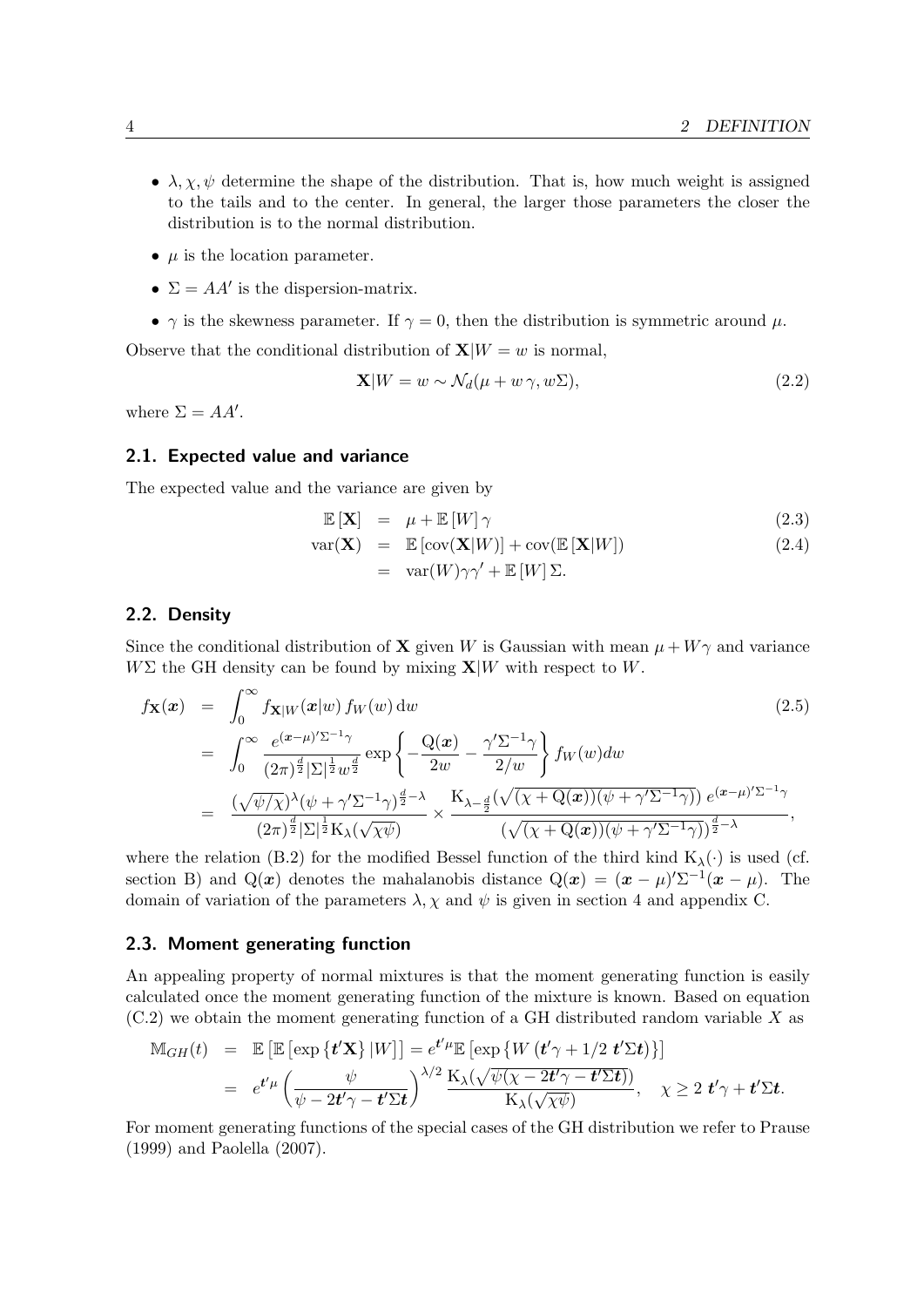- $\lambda, \chi, \psi$ determine the shape of the distribution. That is, how much weight is assigned to the tails and to the center. In general, the larger those parameters the closer the distribution is to the normal distribution.
- $\mu$ is the location parameter.
- $\Sigma = AA'$ is the dispersion-matrix.
- $\gamma$ is the skewness parameter. If $\gamma = 0$, then the distribution is symmetric around $\mu$.

Observe that the conditional distribution of $\mathbf{X}|W = w$ is normal,

$$\mathbf{X}|W = w \sim \mathcal{N}_d(\mu + w\,\gamma, w\Sigma), \tag{2.2}$$

where $\Sigma = AA'$.

### 2.1. Expected value and variance

The expected value and the variance are given by

$$\begin{aligned} \mathbb{E}\left[\mathbf{X}\right] &= \mu + \mathbb{E}\left[W\right]\gamma & (2.3) \\ \mathrm{var}(\mathbf{X}) &= \mathbb{E}\left[\mathrm{cov}(\mathbf{X}|W)\right] + \mathrm{cov}(\mathbb{E}\left[\mathbf{X}|W\right]) & (2.4) \\ &= \mathrm{var}(W)\gamma\gamma' + \mathbb{E}\left[W\right]\Sigma. \end{aligned}$$

### 2.2. Density

Since the conditional distribution of $\mathbf{X}$ given $W$ is Gaussian with mean $\mu + W\gamma$ and variance $W\Sigma$ the GH density can be found by mixing $\mathbf{X}|W$ with respect to $W$.

$$\begin{aligned} f_{\mathbf{X}}(\boldsymbol{x}) &= \int_0^\infty f_{\mathbf{X}|W}(\boldsymbol{x}|w)\, f_W(w)\,\mathrm{d}w & (2.5) \\ &= \int_0^\infty \frac{e^{(\boldsymbol{x}-\mu)'\Sigma^{-1}\gamma}}{(2\pi)^{\frac{d}{2}}|\Sigma|^{\frac{1}{2}} w^{\frac{d}{2}}} \exp\left\{-\frac{\mathrm{Q}(\boldsymbol{x})}{2w} - \frac{\gamma'\Sigma^{-1}\gamma}{2/w}\right\} f_W(w) dw \\ &= \frac{(\sqrt{\psi/\chi})^{\lambda}(\psi + \gamma'\Sigma^{-1}\gamma)^{\frac{d}{2}-\lambda}}{(2\pi)^{\frac{d}{2}}|\Sigma|^{\frac{1}{2}}\mathrm{K}_\lambda(\sqrt{\chi\psi})} \times \frac{\mathrm{K}_{\lambda-\frac{d}{2}}(\sqrt{(\chi + \mathrm{Q}(\boldsymbol{x}))(\psi + \gamma'\Sigma^{-1}\gamma)})\, e^{(\boldsymbol{x}-\mu)'\Sigma^{-1}\gamma}}{(\sqrt{(\chi + \mathrm{Q}(\boldsymbol{x}))(\psi + \gamma'\Sigma^{-1}\gamma)})^{\frac{d}{2}-\lambda}}, \end{aligned}$$

where the relation (B.2) for the modified Bessel function of the third kind $\mathrm{K}_\lambda(\cdot)$ is used (cf. section B) and $\mathrm{Q}(\boldsymbol{x})$ denotes the mahalanobis distance $\mathrm{Q}(\boldsymbol{x}) = (\boldsymbol{x} - \mu)'\Sigma^{-1}(\boldsymbol{x} - \mu)$. The domain of variation of the parameters $\lambda, \chi$ and $\psi$ is given in section 4 and appendix C.

### 2.3. Moment generating function

An appealing property of normal mixtures is that the moment generating function is easily calculated once the moment generating function of the mixture is known. Based on equation (C.2) we obtain the moment generating function of a GH distributed random variable $X$ as

$$\begin{aligned} \mathbb{M}_{GH}(t) &= \mathbb{E}\left[\mathbb{E}\left[\exp\left\{\boldsymbol{t}'\mathbf{X}\right\}|W\right]\right] = e^{\boldsymbol{t}'\mu}\mathbb{E}\left[\exp\left\{W\left(\boldsymbol{t}'\gamma + 1/2\ \boldsymbol{t}'\Sigma\boldsymbol{t}\right)\right\}\right] \\ &= e^{\boldsymbol{t}'\mu}\left(\frac{\psi}{\psi - 2\boldsymbol{t}'\gamma - \boldsymbol{t}'\Sigma\boldsymbol{t}}\right)^{\lambda/2}\frac{\mathrm{K}_\lambda(\sqrt{\psi(\chi - 2\boldsymbol{t}'\gamma - \boldsymbol{t}'\Sigma\boldsymbol{t})})}{\mathrm{K}_\lambda(\sqrt{\chi\psi})}, \quad \chi \geq 2\ \boldsymbol{t}'\gamma + \boldsymbol{t}'\Sigma\boldsymbol{t}. \end{aligned}$$

For moment generating functions of the special cases of the GH distribution we refer to Prause (1999) and Paolella (2007).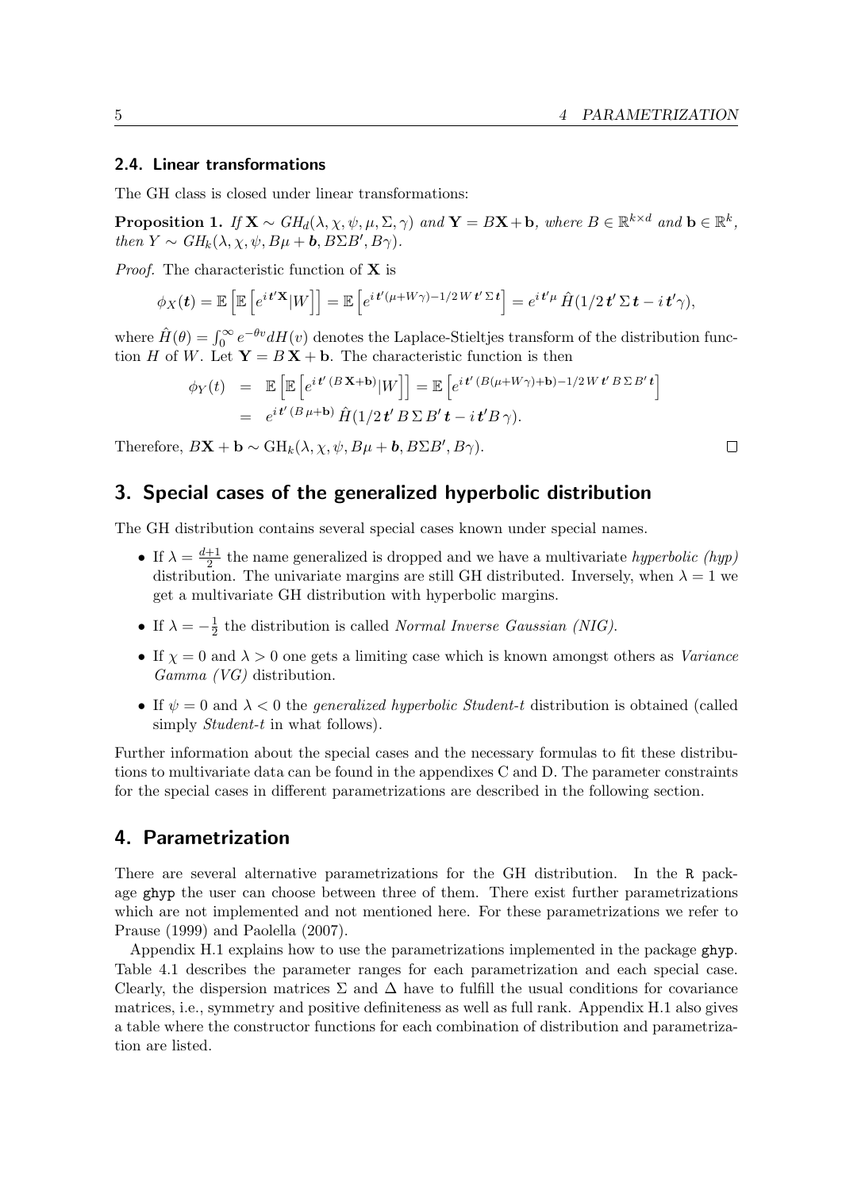### 2.4. Linear transformations

The GH class is closed under linear transformations:

**Proposition 1.** *If* $\mathbf{X} \sim GH_d(\lambda, \chi, \psi, \mu, \Sigma, \gamma)$ *and* $\mathbf{Y} = B\mathbf{X} + \mathbf{b}$*, where* $B \in \mathbb{R}^{k \times d}$ *and* $\mathbf{b} \in \mathbb{R}^k$*, then* $Y \sim GH_k(\lambda, \chi, \psi, B\mu + \boldsymbol{b}, B\Sigma B', B\gamma)$*.*

*Proof.* The characteristic function of $\mathbf{X}$ is

$$\phi_X(\boldsymbol{t}) = \mathbb{E}\left[\mathbb{E}\left[e^{i\,\boldsymbol{t}'\mathbf{X}}|W\right]\right] = \mathbb{E}\left[e^{i\,\boldsymbol{t}'(\mu + W\gamma) - 1/2\,W\,\boldsymbol{t}'\,\Sigma\,\boldsymbol{t}}\right] = e^{i\,\boldsymbol{t}'\mu}\,\hat{H}(1/2\,\boldsymbol{t}'\,\Sigma\,\boldsymbol{t} - i\,\boldsymbol{t}'\gamma),$$

where $\hat{H}(\theta) = \int_0^\infty e^{-\theta v} dH(v)$ denotes the Laplace-Stieltjes transform of the distribution function $H$ of $W$. Let $\mathbf{Y} = B\,\mathbf{X} + \mathbf{b}$. The characteristic function is then

$$\begin{aligned}
\phi_Y(t) &= \mathbb{E}\left[\mathbb{E}\left[e^{i\,\boldsymbol{t}'\,(B\,\mathbf{X} + \mathbf{b})}|W\right]\right] = \mathbb{E}\left[e^{i\,\boldsymbol{t}'\,(B(\mu + W\gamma) + \mathbf{b}) - 1/2\,W\,\boldsymbol{t}'\,B\,\Sigma\,B'\,\boldsymbol{t}}\right] \\
&= e^{i\,\boldsymbol{t}'\,(B\,\mu + \mathbf{b})}\,\hat{H}(1/2\,\boldsymbol{t}'\,B\,\Sigma\,B'\,\boldsymbol{t} - i\,\boldsymbol{t}'B\,\gamma).
\end{aligned}$$

Therefore, $B\mathbf{X} + \mathbf{b} \sim \mathrm{GH}_k(\lambda, \chi, \psi, B\mu + \boldsymbol{b}, B\Sigma B', B\gamma)$. □

## 3. Special cases of the generalized hyperbolic distribution

The GH distribution contains several special cases known under special names.

- If $\lambda = \frac{d+1}{2}$ the name generalized is dropped and we have a multivariate *hyperbolic (hyp)* distribution. The univariate margins are still GH distributed. Inversely, when $\lambda = 1$ we get a multivariate GH distribution with hyperbolic margins.
- If $\lambda = -\frac{1}{2}$ the distribution is called *Normal Inverse Gaussian (NIG)*.
- If $\chi = 0$ and $\lambda > 0$ one gets a limiting case which is known amongst others as *Variance Gamma (VG)* distribution.
- If $\psi = 0$ and $\lambda < 0$ the *generalized hyperbolic Student-t* distribution is obtained (called simply *Student-t* in what follows).

Further information about the special cases and the necessary formulas to fit these distributions to multivariate data can be found in the appendixes C and D. The parameter constraints for the special cases in different parametrizations are described in the following section.

## 4. Parametrization

There are several alternative parametrizations for the GH distribution. In the R package ghyp the user can choose between three of them. There exist further parametrizations which are not implemented and not mentioned here. For these parametrizations we refer to Prause (1999) and Paolella (2007).

Appendix H.1 explains how to use the parametrizations implemented in the package ghyp. Table 4.1 describes the parameter ranges for each parametrization and each special case. Clearly, the dispersion matrices $\Sigma$ and $\Delta$ have to fulfill the usual conditions for covariance matrices, i.e., symmetry and positive definiteness as well as full rank. Appendix H.1 also gives a table where the constructor functions for each combination of distribution and parametrization are listed.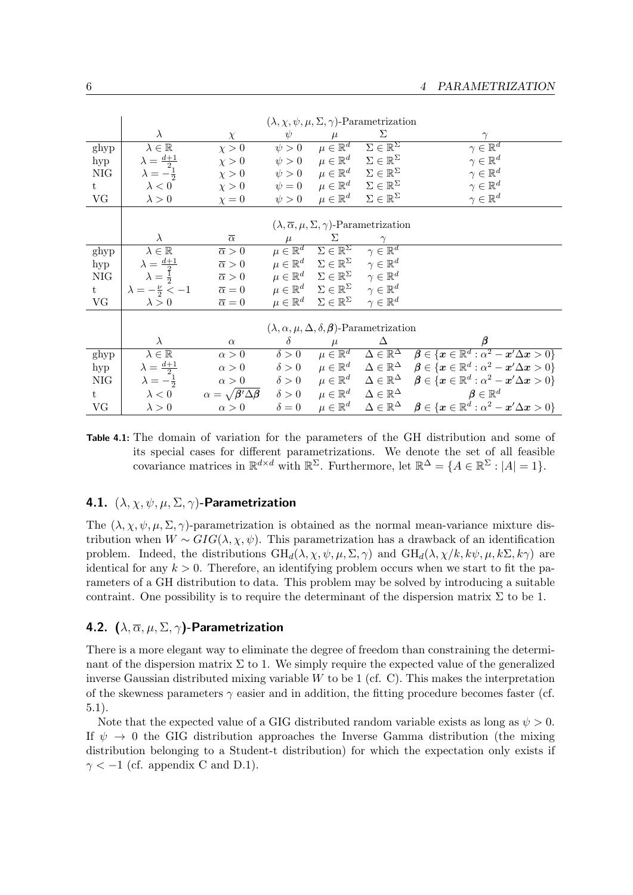| | $(\lambda, \chi, \psi, \mu, \Sigma, \gamma)$-Parametrization | | | | | |
|---|---|---|---|---|---|---|
| | $\lambda$ | $\chi$ | $\psi$ | $\mu$ | $\Sigma$ | $\gamma$ |
| ghyp | $\lambda \in \mathbb{R}$ | $\chi > 0$ | $\psi > 0$ | $\mu \in \mathbb{R}^d$ | $\Sigma \in \mathbb{R}^\Sigma$ | $\gamma \in \mathbb{R}^d$ |
| hyp | $\lambda = \frac{d+1}{2}$ | $\chi > 0$ | $\psi > 0$ | $\mu \in \mathbb{R}^d$ | $\Sigma \in \mathbb{R}^\Sigma$ | $\gamma \in \mathbb{R}^d$ |
| NIG | $\lambda = -\frac{1}{2}$ | $\chi > 0$ | $\psi > 0$ | $\mu \in \mathbb{R}^d$ | $\Sigma \in \mathbb{R}^\Sigma$ | $\gamma \in \mathbb{R}^d$ |
| t | $\lambda < 0$ | $\chi > 0$ | $\psi = 0$ | $\mu \in \mathbb{R}^d$ | $\Sigma \in \mathbb{R}^\Sigma$ | $\gamma \in \mathbb{R}^d$ |
| VG | $\lambda > 0$ | $\chi = 0$ | $\psi > 0$ | $\mu \in \mathbb{R}^d$ | $\Sigma \in \mathbb{R}^\Sigma$ | $\gamma \in \mathbb{R}^d$ |
| | $(\lambda, \overline{\alpha}, \mu, \Sigma, \gamma)$-Parametrization | | | | | |
| | $\lambda$ | $\overline{\alpha}$ | $\mu$ | $\Sigma$ | $\gamma$ | |
| ghyp | $\lambda \in \mathbb{R}$ | $\overline{\alpha} > 0$ | $\mu \in \mathbb{R}^d$ | $\Sigma \in \mathbb{R}^\Sigma$ | $\gamma \in \mathbb{R}^d$ | |
| hyp | $\lambda = \frac{d+1}{2}$ | $\overline{\alpha} > 0$ | $\mu \in \mathbb{R}^d$ | $\Sigma \in \mathbb{R}^\Sigma$ | $\gamma \in \mathbb{R}^d$ | |
| NIG | $\lambda = \frac{1}{2}$ | $\overline{\alpha} > 0$ | $\mu \in \mathbb{R}^d$ | $\Sigma \in \mathbb{R}^\Sigma$ | $\gamma \in \mathbb{R}^d$ | |
| t | $\lambda = -\frac{\nu}{2} < -1$ | $\overline{\alpha} = 0$ | $\mu \in \mathbb{R}^d$ | $\Sigma \in \mathbb{R}^\Sigma$ | $\gamma \in \mathbb{R}^d$ | |
| VG | $\lambda > 0$ | $\overline{\alpha} = 0$ | $\mu \in \mathbb{R}^d$ | $\Sigma \in \mathbb{R}^\Sigma$ | $\gamma \in \mathbb{R}^d$ | |
| | $(\lambda, \alpha, \mu, \Delta, \delta, \boldsymbol{\beta})$-Parametrization | | | | | |
| | $\lambda$ | $\alpha$ | $\delta$ | $\mu$ | $\Delta$ | $\boldsymbol{\beta}$ |
| ghyp | $\lambda \in \mathbb{R}$ | $\alpha > 0$ | $\delta > 0$ | $\mu \in \mathbb{R}^d$ | $\Delta \in \mathbb{R}^\Delta$ | $\boldsymbol{\beta} \in \{\boldsymbol{x} \in \mathbb{R}^d : \alpha^2 - \boldsymbol{x}'\Delta\boldsymbol{x} > 0\}$ |
| hyp | $\lambda = \frac{d+1}{2}$ | $\alpha > 0$ | $\delta > 0$ | $\mu \in \mathbb{R}^d$ | $\Delta \in \mathbb{R}^\Delta$ | $\boldsymbol{\beta} \in \{\boldsymbol{x} \in \mathbb{R}^d : \alpha^2 - \boldsymbol{x}'\Delta\boldsymbol{x} > 0\}$ |
| NIG | $\lambda = -\frac{1}{2}$ | $\alpha > 0$ | $\delta > 0$ | $\mu \in \mathbb{R}^d$ | $\Delta \in \mathbb{R}^\Delta$ | $\boldsymbol{\beta} \in \{\boldsymbol{x} \in \mathbb{R}^d : \alpha^2 - \boldsymbol{x}'\Delta\boldsymbol{x} > 0\}$ |
| t | $\lambda < 0$ | $\alpha = \sqrt{\boldsymbol{\beta}'\Delta\boldsymbol{\beta}}$ | $\delta > 0$ | $\mu \in \mathbb{R}^d$ | $\Delta \in \mathbb{R}^\Delta$ | $\boldsymbol{\beta} \in \mathbb{R}^d$ |
| VG | $\lambda > 0$ | $\alpha > 0$ | $\delta = 0$ | $\mu \in \mathbb{R}^d$ | $\Delta \in \mathbb{R}^\Delta$ | $\boldsymbol{\beta} \in \{\boldsymbol{x} \in \mathbb{R}^d : \alpha^2 - \boldsymbol{x}'\Delta\boldsymbol{x} > 0\}$ |

**Table 4.1:** The domain of variation for the parameters of the GH distribution and some of its special cases for different parametrizations. We denote the set of all feasible covariance matrices in $\mathbb{R}^{d \times d}$ with $\mathbb{R}^\Sigma$. Furthermore, let $\mathbb{R}^\Delta = \{A \in \mathbb{R}^\Sigma : |A| = 1\}$.

## 4.1. $(\lambda, \chi, \psi, \mu, \Sigma, \gamma)$-Parametrization

The $(\lambda, \chi, \psi, \mu, \Sigma, \gamma)$-parametrization is obtained as the normal mean-variance mixture distribution when $W \sim GIG(\lambda, \chi, \psi)$. This parametrization has a drawback of an identification problem. Indeed, the distributions $\mathrm{GH}_d(\lambda, \chi, \psi, \mu, \Sigma, \gamma)$ and $\mathrm{GH}_d(\lambda, \chi/k, k\psi, \mu, k\Sigma, k\gamma)$ are identical for any $k > 0$. Therefore, an identifying problem occurs when we start to fit the parameters of a GH distribution to data. This problem may be solved by introducing a suitable contraint. One possibility is to require the determinant of the dispersion matrix $\Sigma$ to be 1.

## 4.2. $(\lambda, \overline{\alpha}, \mu, \Sigma, \gamma)$-Parametrization

There is a more elegant way to eliminate the degree of freedom than constraining the determinant of the dispersion matrix $\Sigma$ to 1. We simply require the expected value of the generalized inverse Gaussian distributed mixing variable $W$ to be 1 (cf. C). This makes the interpretation of the skewness parameters $\gamma$ easier and in addition, the fitting procedure becomes faster (cf. 5.1).

Note that the expected value of a GIG distributed random variable exists as long as $\psi > 0$. If $\psi \to 0$ the GIG distribution approaches the Inverse Gamma distribution (the mixing distribution belonging to a Student-t distribution) for which the expectation only exists if $\gamma < -1$ (cf. appendix C and D.1).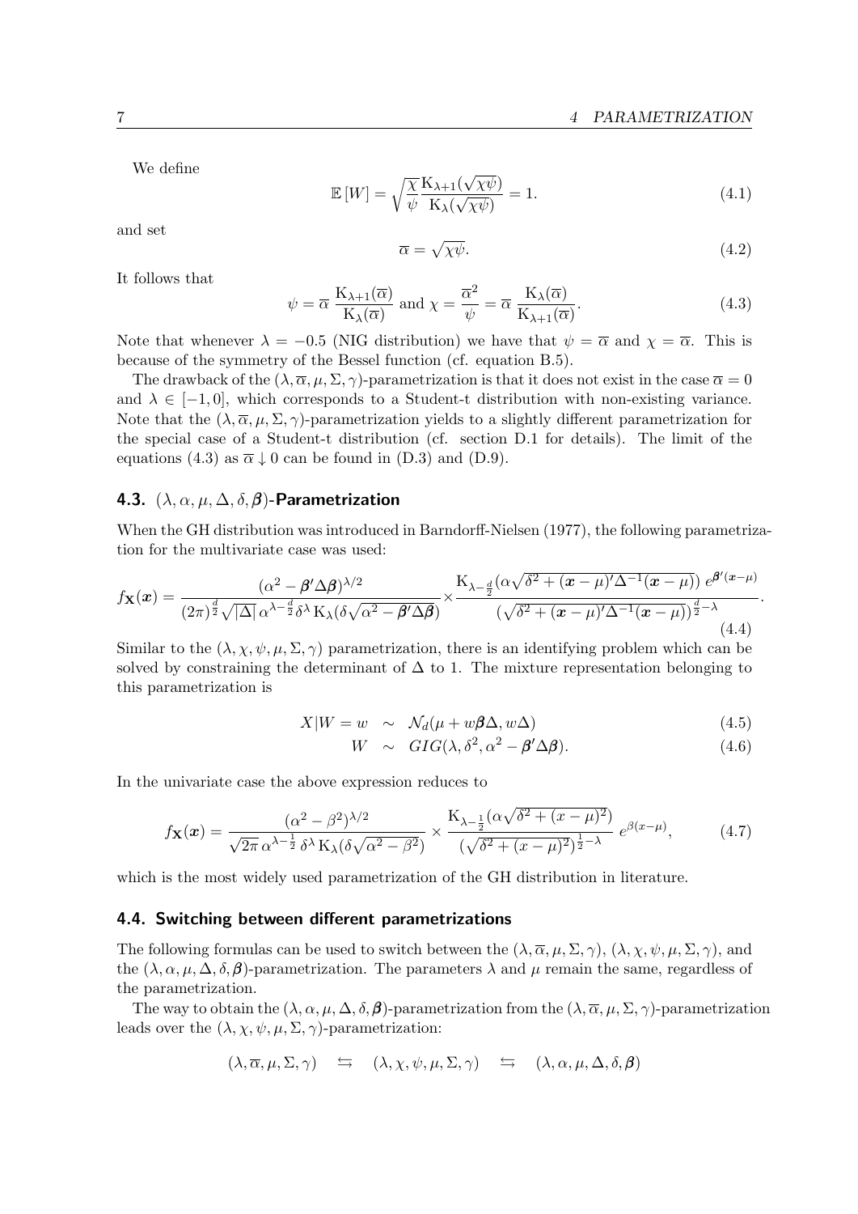We define

$$\mathbb{E}[W] = \sqrt{\frac{\chi}{\psi}} \frac{\mathrm{K}_{\lambda+1}(\sqrt{\chi\psi})}{\mathrm{K}_{\lambda}(\sqrt{\chi\psi})} = 1. \tag{4.1}$$

and set

$$\overline{\alpha} = \sqrt{\chi\psi}. \tag{4.2}$$

It follows that

$$\psi = \overline{\alpha}\,\frac{\mathrm{K}_{\lambda+1}(\overline{\alpha})}{\mathrm{K}_{\lambda}(\overline{\alpha})} \text{ and } \chi = \frac{\overline{\alpha}^2}{\psi} = \overline{\alpha}\,\frac{\mathrm{K}_{\lambda}(\overline{\alpha})}{\mathrm{K}_{\lambda+1}(\overline{\alpha})}. \tag{4.3}$$

Note that whenever $\lambda = -0.5$ (NIG distribution) we have that $\psi = \overline{\alpha}$ and $\chi = \overline{\alpha}$. This is because of the symmetry of the Bessel function (cf. equation B.5).

The drawback of the $(\lambda, \overline{\alpha}, \mu, \Sigma, \gamma)$-parametrization is that it does not exist in the case $\overline{\alpha} = 0$ and $\lambda \in [-1, 0]$, which corresponds to a Student-t distribution with non-existing variance. Note that the $(\lambda, \overline{\alpha}, \mu, \Sigma, \gamma)$-parametrization yields to a slightly different parametrization for the special case of a Student-t distribution (cf. section D.1 for details). The limit of the equations (4.3) as $\overline{\alpha} \downarrow 0$ can be found in (D.3) and (D.9).

### 4.3. $(\lambda, \alpha, \mu, \Delta, \delta, \boldsymbol{\beta})$-Parametrization

When the GH distribution was introduced in Barndorff-Nielsen (1977), the following parametrization for the multivariate case was used:

$$f_{\mathbf{X}}(\boldsymbol{x}) = \frac{(\alpha^2 - \boldsymbol{\beta}'\Delta\boldsymbol{\beta})^{\lambda/2}}{(2\pi)^{\frac{d}{2}}\sqrt{|\Delta|}\,\alpha^{\lambda-\frac{d}{2}}\delta^{\lambda}\,\mathrm{K}_{\lambda}(\delta\sqrt{\alpha^2 - \boldsymbol{\beta}'\Delta\boldsymbol{\beta}})} \times \frac{\mathrm{K}_{\lambda-\frac{d}{2}}(\alpha\sqrt{\delta^2 + (\boldsymbol{x}-\mu)'\Delta^{-1}(\boldsymbol{x}-\mu)})\;e^{\boldsymbol{\beta}'(\boldsymbol{x}-\mu)}}{(\sqrt{\delta^2 + (\boldsymbol{x}-\mu)'\Delta^{-1}(\boldsymbol{x}-\mu)})^{\frac{d}{2}-\lambda}}. \tag{4.4}$$

Similar to the $(\lambda, \chi, \psi, \mu, \Sigma, \gamma)$ parametrization, there is an identifying problem which can be solved by constraining the determinant of $\Delta$ to 1. The mixture representation belonging to this parametrization is

$$X|W = w \quad \sim \quad \mathcal{N}_d(\mu + w\boldsymbol{\beta}\Delta, w\Delta) \tag{4.5}$$

$$W \quad \sim \quad GIG(\lambda, \delta^2, \alpha^2 - \boldsymbol{\beta}'\Delta\boldsymbol{\beta}). \tag{4.6}$$

In the univariate case the above expression reduces to

$$f_{\mathbf{X}}(\boldsymbol{x}) = \frac{(\alpha^2 - \beta^2)^{\lambda/2}}{\sqrt{2\pi}\,\alpha^{\lambda-\frac{1}{2}}\,\delta^{\lambda}\,\mathrm{K}_{\lambda}(\delta\sqrt{\alpha^2 - \beta^2})} \times \frac{\mathrm{K}_{\lambda-\frac{1}{2}}(\alpha\sqrt{\delta^2 + (x-\mu)^2})}{(\sqrt{\delta^2 + (x-\mu)^2})^{\frac{1}{2}-\lambda}}\;e^{\beta(x-\mu)}, \tag{4.7}$$

which is the most widely used parametrization of the GH distribution in literature.

### 4.4. Switching between different parametrizations

The following formulas can be used to switch between the $(\lambda, \overline{\alpha}, \mu, \Sigma, \gamma)$, $(\lambda, \chi, \psi, \mu, \Sigma, \gamma)$, and the $(\lambda, \alpha, \mu, \Delta, \delta, \boldsymbol{\beta})$-parametrization. The parameters $\lambda$ and $\mu$ remain the same, regardless of the parametrization.

The way to obtain the $(\lambda, \alpha, \mu, \Delta, \delta, \boldsymbol{\beta})$-parametrization from the $(\lambda, \overline{\alpha}, \mu, \Sigma, \gamma)$-parametrization leads over the $(\lambda, \chi, \psi, \mu, \Sigma, \gamma)$-parametrization:

$$(\lambda, \overline{\alpha}, \mu, \Sigma, \gamma) \quad \leftrightarrows \quad (\lambda, \chi, \psi, \mu, \Sigma, \gamma) \quad \leftrightarrows \quad (\lambda, \alpha, \mu, \Delta, \delta, \boldsymbol{\beta})$$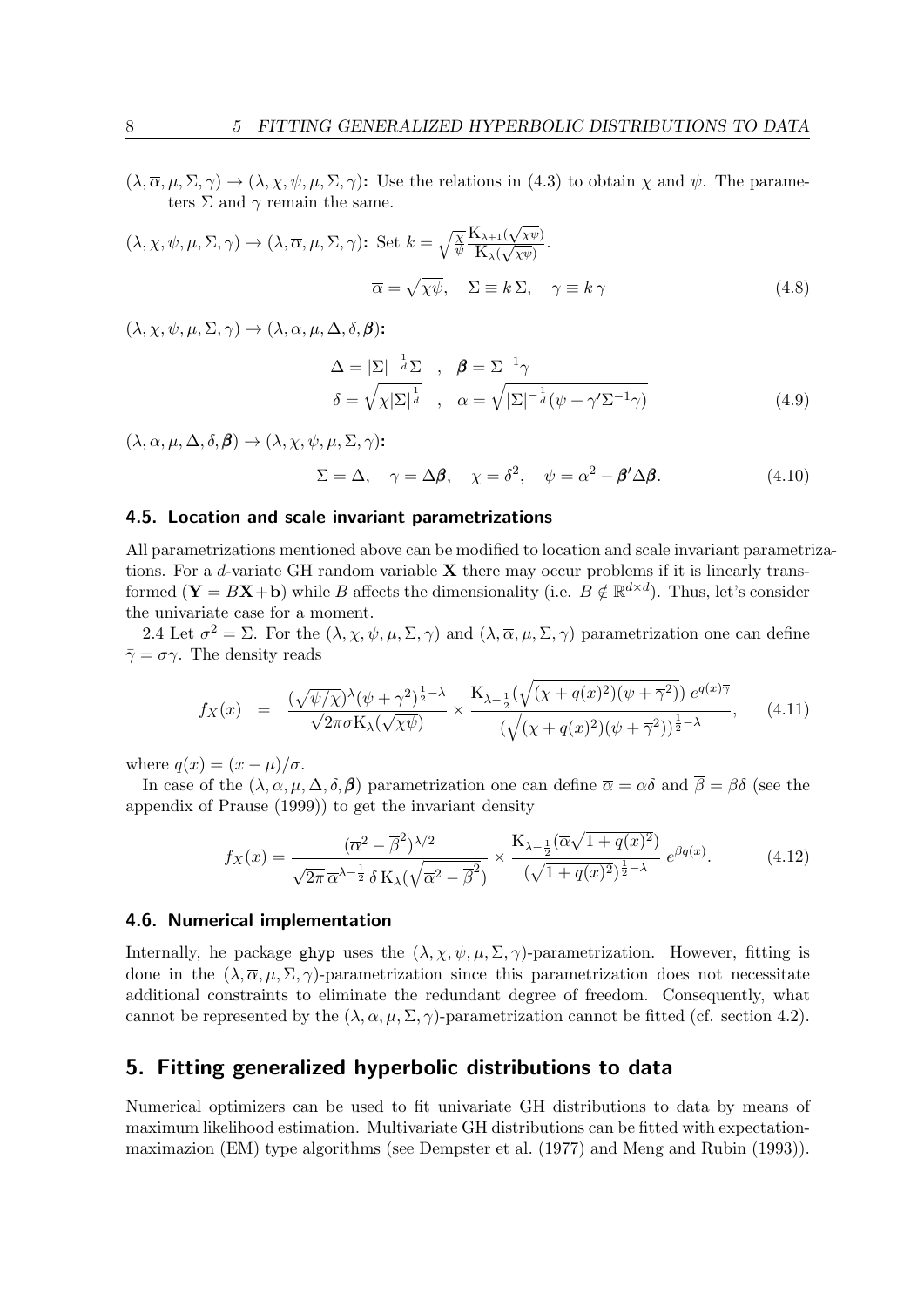$(\lambda, \overline{\alpha}, \mu, \Sigma, \gamma) \rightarrow (\lambda, \chi, \psi, \mu, \Sigma, \gamma)$**:** Use the relations in (4.3) to obtain $\chi$ and $\psi$. The parameters $\Sigma$ and $\gamma$ remain the same.

$(\lambda, \chi, \psi, \mu, \Sigma, \gamma) \rightarrow (\lambda, \overline{\alpha}, \mu, \Sigma, \gamma)$**:** Set $k = \sqrt{\frac{\chi}{\psi}} \frac{K_{\lambda+1}(\sqrt{\chi\psi})}{K_{\lambda}(\sqrt{\chi\psi})}$.

$$\overline{\alpha} = \sqrt{\chi\psi}, \quad \Sigma \equiv k\,\Sigma, \quad \gamma \equiv k\,\gamma \tag{4.8}$$

$(\lambda, \chi, \psi, \mu, \Sigma, \gamma) \rightarrow (\lambda, \alpha, \mu, \Delta, \delta, \boldsymbol{\beta})$**:**

$$\begin{aligned} \Delta = |\Sigma|^{-\frac{1}{d}}\Sigma \quad &, \quad \boldsymbol{\beta} = \Sigma^{-1}\gamma \\ \delta = \sqrt{\chi|\Sigma|^{\frac{1}{d}}} \quad &, \quad \alpha = \sqrt{|\Sigma|^{-\frac{1}{d}}(\psi + \gamma'\Sigma^{-1}\gamma)} \end{aligned} \tag{4.9}$$

$(\lambda, \alpha, \mu, \Delta, \delta, \boldsymbol{\beta}) \rightarrow (\lambda, \chi, \psi, \mu, \Sigma, \gamma)$**:**

$$\Sigma = \Delta, \quad \gamma = \Delta\boldsymbol{\beta}, \quad \chi = \delta^2, \quad \psi = \alpha^2 - \boldsymbol{\beta}'\Delta\boldsymbol{\beta}. \tag{4.10}$$

### 4.5. Location and scale invariant parametrizations

All parametrizations mentioned above can be modified to location and scale invariant parametrizations. For a $d$-variate GH random variable $\mathbf{X}$ there may occur problems if it is linearly transformed ($\mathbf{Y} = B\mathbf{X} + \mathbf{b}$) while $B$ affects the dimensionality (i.e. $B \notin \mathbb{R}^{d \times d}$). Thus, let's consider the univariate case for a moment.

2.4 Let $\sigma^2 = \Sigma$. For the $(\lambda, \chi, \psi, \mu, \Sigma, \gamma)$ and $(\lambda, \overline{\alpha}, \mu, \Sigma, \gamma)$ parametrization one can define $\bar{\gamma} = \sigma\gamma$. The density reads

$$f_X(x) \;=\; \frac{(\sqrt{\psi/\chi})^{\lambda}(\psi + \overline{\gamma}^2)^{\frac{1}{2}-\lambda}}{\sqrt{2\pi}\sigma K_{\lambda}(\sqrt{\chi\psi})} \times \frac{K_{\lambda-\frac{1}{2}}\big(\sqrt{(\chi + q(x)^2)(\psi + \overline{\gamma}^2)}\big)\; e^{q(x)\overline{\gamma}}}{\big(\sqrt{(\chi + q(x)^2)(\psi + \overline{\gamma}^2)}\big)^{\frac{1}{2}-\lambda}}, \tag{4.11}$$

where $q(x) = (x - \mu)/\sigma$.

In case of the $(\lambda, \alpha, \mu, \Delta, \delta, \boldsymbol{\beta})$ parametrization one can define $\overline{\alpha} = \alpha\delta$ and $\overline{\beta} = \beta\delta$ (see the appendix of Prause (1999)) to get the invariant density

$$f_X(x) = \frac{(\overline{\alpha}^2 - \overline{\beta}^2)^{\lambda/2}}{\sqrt{2\pi}\,\overline{\alpha}^{\lambda-\frac{1}{2}}\,\delta\,K_{\lambda}(\sqrt{\overline{\alpha}^2 - \overline{\beta}^2})} \times \frac{K_{\lambda-\frac{1}{2}}(\overline{\alpha}\sqrt{1 + q(x)^2})}{(\sqrt{1 + q(x)^2})^{\frac{1}{2}-\lambda}}\; e^{\beta q(x)}. \tag{4.12}$$

### 4.6. Numerical implementation

Internally, he package ghyp uses the $(\lambda, \chi, \psi, \mu, \Sigma, \gamma)$-parametrization. However, fitting is done in the $(\lambda, \overline{\alpha}, \mu, \Sigma, \gamma)$-parametrization since this parametrization does not necessitate additional constraints to eliminate the redundant degree of freedom. Consequently, what cannot be represented by the $(\lambda, \overline{\alpha}, \mu, \Sigma, \gamma)$-parametrization cannot be fitted (cf. section 4.2).

## 5. Fitting generalized hyperbolic distributions to data

Numerical optimizers can be used to fit univariate GH distributions to data by means of maximum likelihood estimation. Multivariate GH distributions can be fitted with expectation-maximazion (EM) type algorithms (see Dempster et al. (1977) and Meng and Rubin (1993)).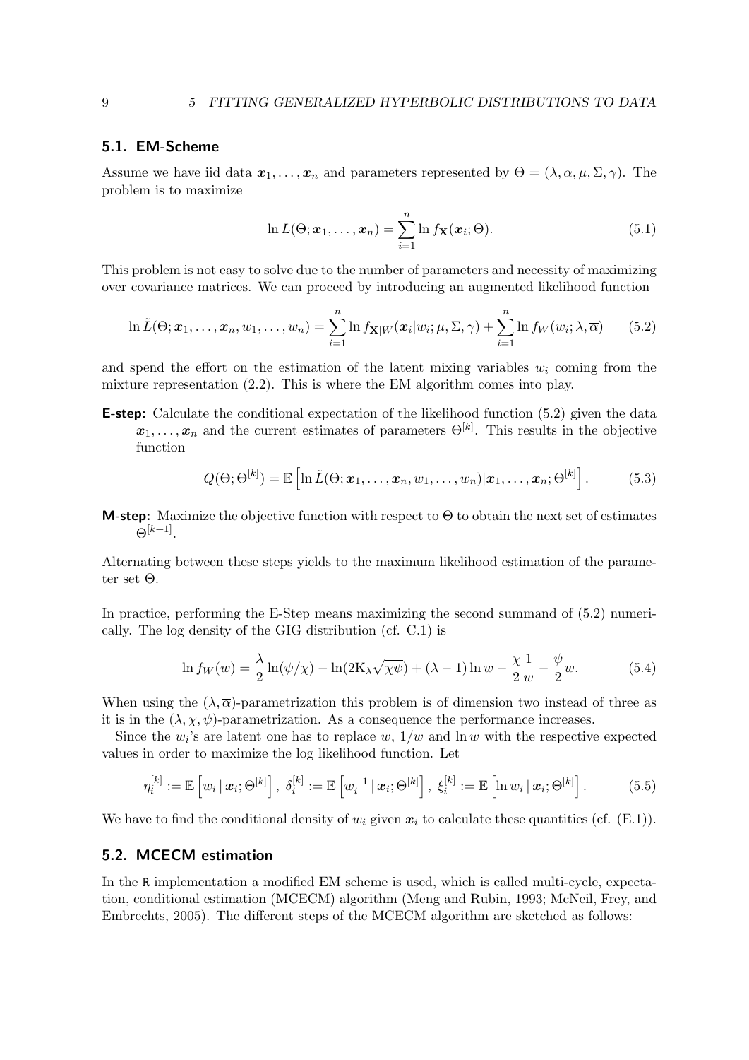## 5.1. EM-Scheme

Assume we have iid data $\boldsymbol{x}_1, \ldots, \boldsymbol{x}_n$ and parameters represented by $\Theta = (\lambda, \overline{\alpha}, \mu, \Sigma, \gamma)$. The problem is to maximize

$$\ln L(\Theta; \boldsymbol{x}_1, \ldots, \boldsymbol{x}_n) = \sum_{i=1}^{n} \ln f_{\mathbf{X}}(\boldsymbol{x}_i; \Theta). \tag{5.1}$$

This problem is not easy to solve due to the number of parameters and necessity of maximizing over covariance matrices. We can proceed by introducing an augmented likelihood function

$$\ln \tilde{L}(\Theta; \boldsymbol{x}_1, \ldots, \boldsymbol{x}_n, w_1, \ldots, w_n) = \sum_{i=1}^{n} \ln f_{\mathbf{X}|W}(\boldsymbol{x}_i | w_i; \mu, \Sigma, \gamma) + \sum_{i=1}^{n} \ln f_W(w_i; \lambda, \overline{\alpha}) \tag{5.2}$$

and spend the effort on the estimation of the latent mixing variables $w_i$ coming from the mixture representation (2.2). This is where the EM algorithm comes into play.

**E-step:** Calculate the conditional expectation of the likelihood function (5.2) given the data $\boldsymbol{x}_1, \ldots, \boldsymbol{x}_n$ and the current estimates of parameters $\Theta^{[k]}$. This results in the objective function

$$Q(\Theta; \Theta^{[k]}) = \mathbb{E}\left[\ln \tilde{L}(\Theta; \boldsymbol{x}_1, \ldots, \boldsymbol{x}_n, w_1, \ldots, w_n) | \boldsymbol{x}_1, \ldots, \boldsymbol{x}_n; \Theta^{[k]}\right]. \tag{5.3}$$

**M-step:** Maximize the objective function with respect to $\Theta$ to obtain the next set of estimates $\Theta^{[k+1]}$.

Alternating between these steps yields to the maximum likelihood estimation of the parameter set $\Theta$.

In practice, performing the E-Step means maximizing the second summand of (5.2) numerically. The log density of the GIG distribution (cf. C.1) is

$$\ln f_W(w) = \frac{\lambda}{2} \ln(\psi/\chi) - \ln(2 \mathrm{K}_\lambda \sqrt{\chi\psi}) + (\lambda - 1) \ln w - \frac{\chi}{2} \frac{1}{w} - \frac{\psi}{2} w. \tag{5.4}$$

When using the $(\lambda, \overline{\alpha})$-parametrization this problem is of dimension two instead of three as it is in the $(\lambda, \chi, \psi)$-parametrization. As a consequence the performance increases.

Since the $w_i$'s are latent one has to replace $w$, $1/w$ and $\ln w$ with the respective expected values in order to maximize the log likelihood function. Let

$$\eta_i^{[k]} := \mathbb{E}\left[w_i \,|\, \boldsymbol{x}_i; \Theta^{[k]}\right], \; \delta_i^{[k]} := \mathbb{E}\left[w_i^{-1} \,|\, \boldsymbol{x}_i; \Theta^{[k]}\right], \; \xi_i^{[k]} := \mathbb{E}\left[\ln w_i \,|\, \boldsymbol{x}_i; \Theta^{[k]}\right]. \tag{5.5}$$

We have to find the conditional density of $w_i$ given $\boldsymbol{x}_i$ to calculate these quantities (cf. (E.1)).

## 5.2. MCECM estimation

In the R implementation a modified EM scheme is used, which is called multi-cycle, expectation, conditional estimation (MCECM) algorithm (Meng and Rubin, 1993; McNeil, Frey, and Embrechts, 2005). The different steps of the MCECM algorithm are sketched as follows: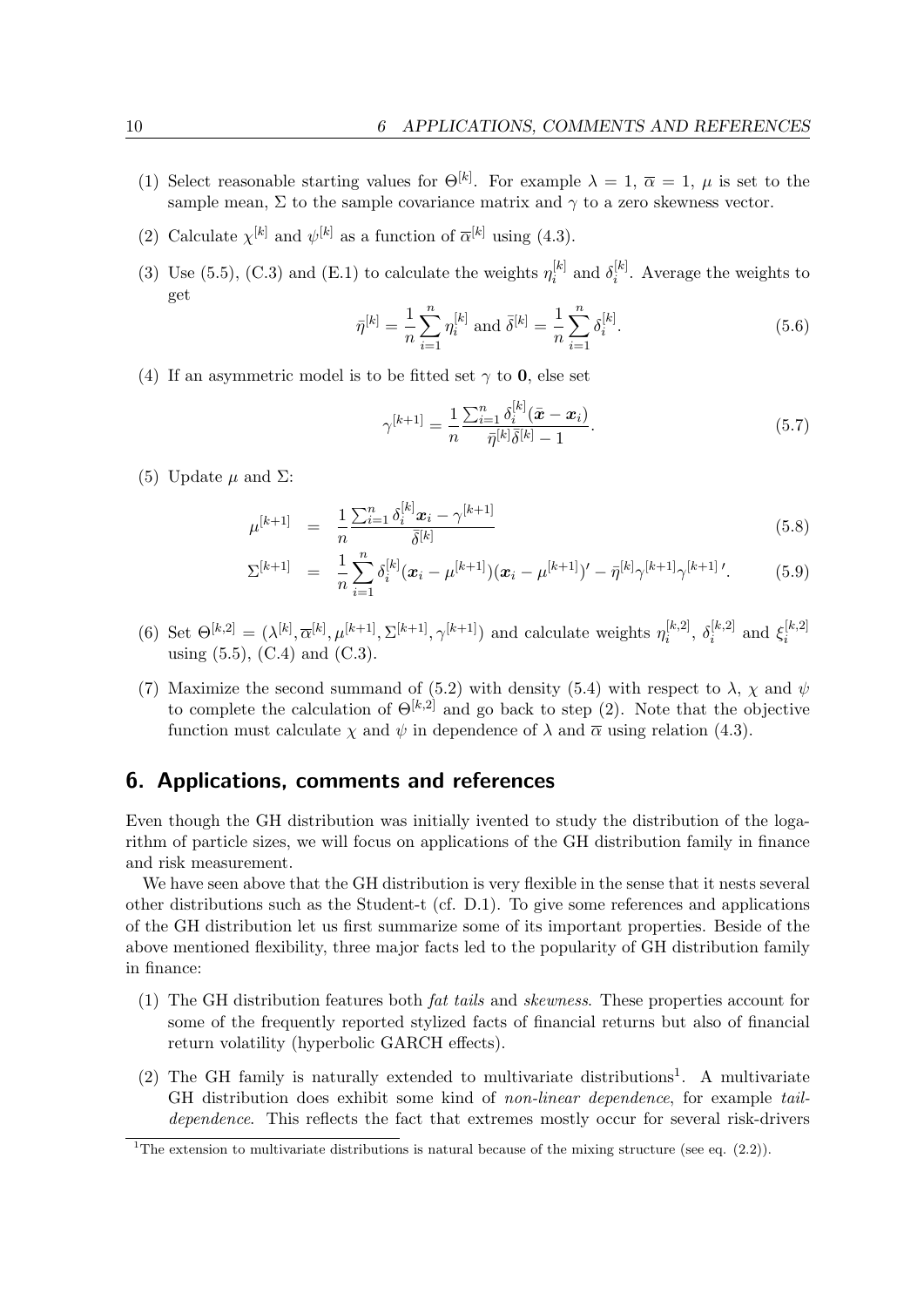(1) Select reasonable starting values for $\Theta^{[k]}$. For example $\lambda = 1$, $\overline{\alpha} = 1$, $\mu$ is set to the sample mean, $\Sigma$ to the sample covariance matrix and $\gamma$ to a zero skewness vector.

(2) Calculate $\chi^{[k]}$ and $\psi^{[k]}$ as a function of $\overline{\alpha}^{[k]}$ using (4.3).

(3) Use (5.5), (C.3) and (E.1) to calculate the weights $\eta_i^{[k]}$ and $\delta_i^{[k]}$. Average the weights to get

$$\bar{\eta}^{[k]} = \frac{1}{n}\sum_{i=1}^{n} \eta_i^{[k]} \text{ and } \bar{\delta}^{[k]} = \frac{1}{n}\sum_{i=1}^{n} \delta_i^{[k]}. \tag{5.6}$$

(4) If an asymmetric model is to be fitted set $\gamma$ to $\mathbf{0}$, else set

$$\gamma^{[k+1]} = \frac{1}{n}\frac{\sum_{i=1}^{n} \delta_i^{[k]}(\bar{\boldsymbol{x}} - \boldsymbol{x}_i)}{\bar{\eta}^{[k]}\bar{\delta}^{[k]} - 1}. \tag{5.7}$$

(5) Update $\mu$ and $\Sigma$:

$$\mu^{[k+1]} = \frac{1}{n}\frac{\sum_{i=1}^{n} \delta_i^{[k]}\boldsymbol{x}_i - \gamma^{[k+1]}}{\bar{\delta}^{[k]}} \tag{5.8}$$

$$\Sigma^{[k+1]} = \frac{1}{n}\sum_{i=1}^{n} \delta_i^{[k]}(\boldsymbol{x}_i - \mu^{[k+1]})(\boldsymbol{x}_i - \mu^{[k+1]})' - \bar{\eta}^{[k]}\gamma^{[k+1]}\gamma^{[k+1]\,\prime}. \tag{5.9}$$

(6) Set $\Theta^{[k,2]} = (\lambda^{[k]}, \overline{\alpha}^{[k]}, \mu^{[k+1]}, \Sigma^{[k+1]}, \gamma^{[k+1]})$ and calculate weights $\eta_i^{[k,2]}$, $\delta_i^{[k,2]}$ and $\xi_i^{[k,2]}$ using (5.5), (C.4) and (C.3).

(7) Maximize the second summand of (5.2) with density (5.4) with respect to $\lambda$, $\chi$ and $\psi$ to complete the calculation of $\Theta^{[k,2]}$ and go back to step (2). Note that the objective function must calculate $\chi$ and $\psi$ in dependence of $\lambda$ and $\overline{\alpha}$ using relation (4.3).

## 6. Applications, comments and references

Even though the GH distribution was initially ivented to study the distribution of the logarithm of particle sizes, we will focus on applications of the GH distribution family in finance and risk measurement.

We have seen above that the GH distribution is very flexible in the sense that it nests several other distributions such as the Student-t (cf. D.1). To give some references and applications of the GH distribution let us first summarize some of its important properties. Beside of the above mentioned flexibility, three major facts led to the popularity of GH distribution family in finance:

(1) The GH distribution features both *fat tails* and *skewness*. These properties account for some of the frequently reported stylized facts of financial returns but also of financial return volatility (hyperbolic GARCH effects).

(2) The GH family is naturally extended to multivariate distributions[1]. A multivariate GH distribution does exhibit some kind of *non-linear dependence*, for example *tail-dependence*. This reflects the fact that extremes mostly occur for several risk-drivers

[1] The extension to multivariate distributions is natural because of the mixing structure (see eq. (2.2)).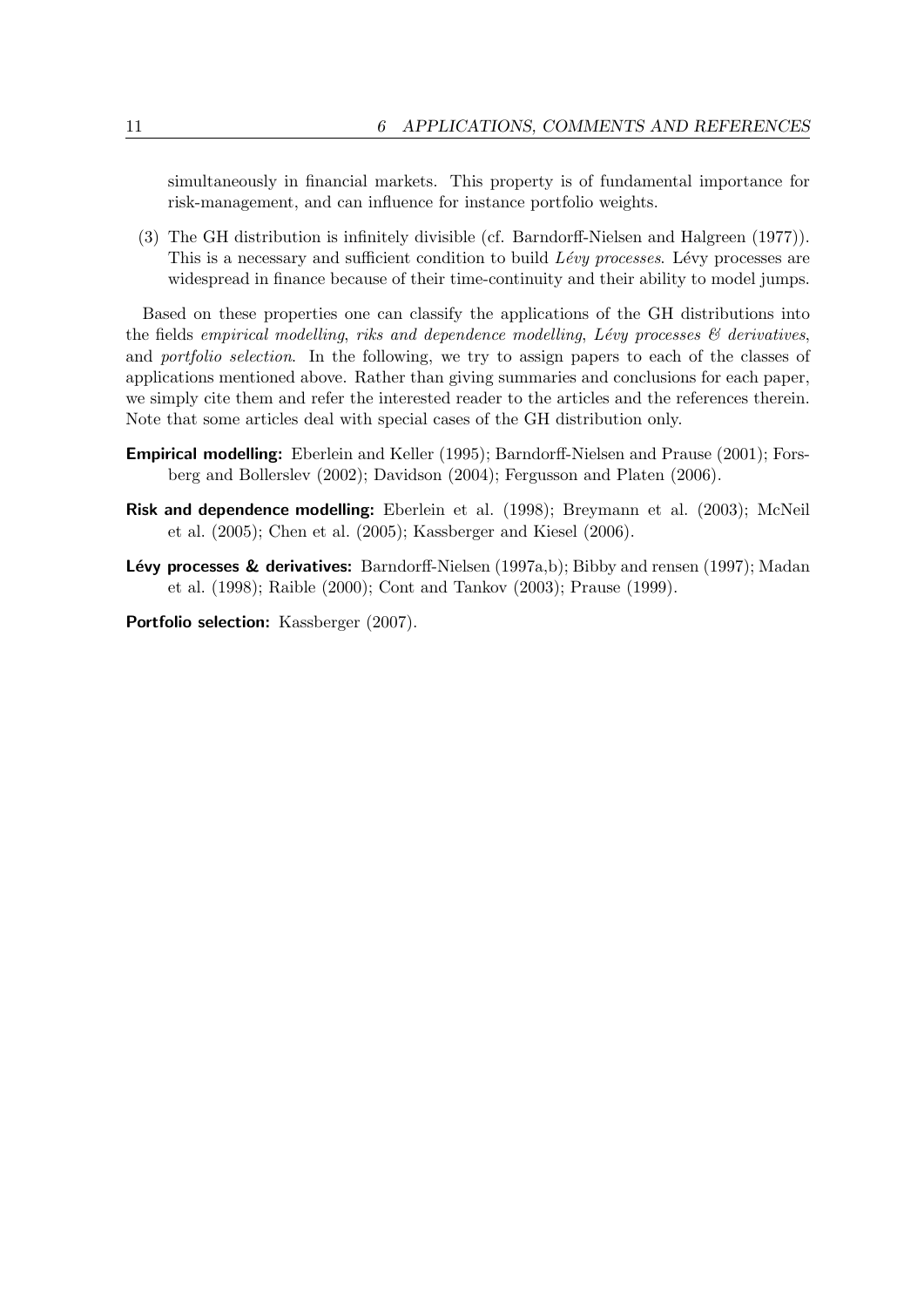simultaneously in financial markets. This property is of fundamental importance for risk-management, and can influence for instance portfolio weights.

(3) The GH distribution is infinitely divisible (cf. Barndorff-Nielsen and Halgreen (1977)). This is a necessary and sufficient condition to build *Lévy processes*. Lévy processes are widespread in finance because of their time-continuity and their ability to model jumps.

Based on these properties one can classify the applications of the GH distributions into the fields *empirical modelling*, *riks and dependence modelling*, *Lévy processes & derivatives*, and *portfolio selection*. In the following, we try to assign papers to each of the classes of applications mentioned above. Rather than giving summaries and conclusions for each paper, we simply cite them and refer the interested reader to the articles and the references therein. Note that some articles deal with special cases of the GH distribution only.

**Empirical modelling:** Eberlein and Keller (1995); Barndorff-Nielsen and Prause (2001); Forsberg and Bollerslev (2002); Davidson (2004); Fergusson and Platen (2006).

**Risk and dependence modelling:** Eberlein et al. (1998); Breymann et al. (2003); McNeil et al. (2005); Chen et al. (2005); Kassberger and Kiesel (2006).

**Lévy processes & derivatives:** Barndorff-Nielsen (1997a,b); Bibby and rensen (1997); Madan et al. (1998); Raible (2000); Cont and Tankov (2003); Prause (1999).

**Portfolio selection:** Kassberger (2007).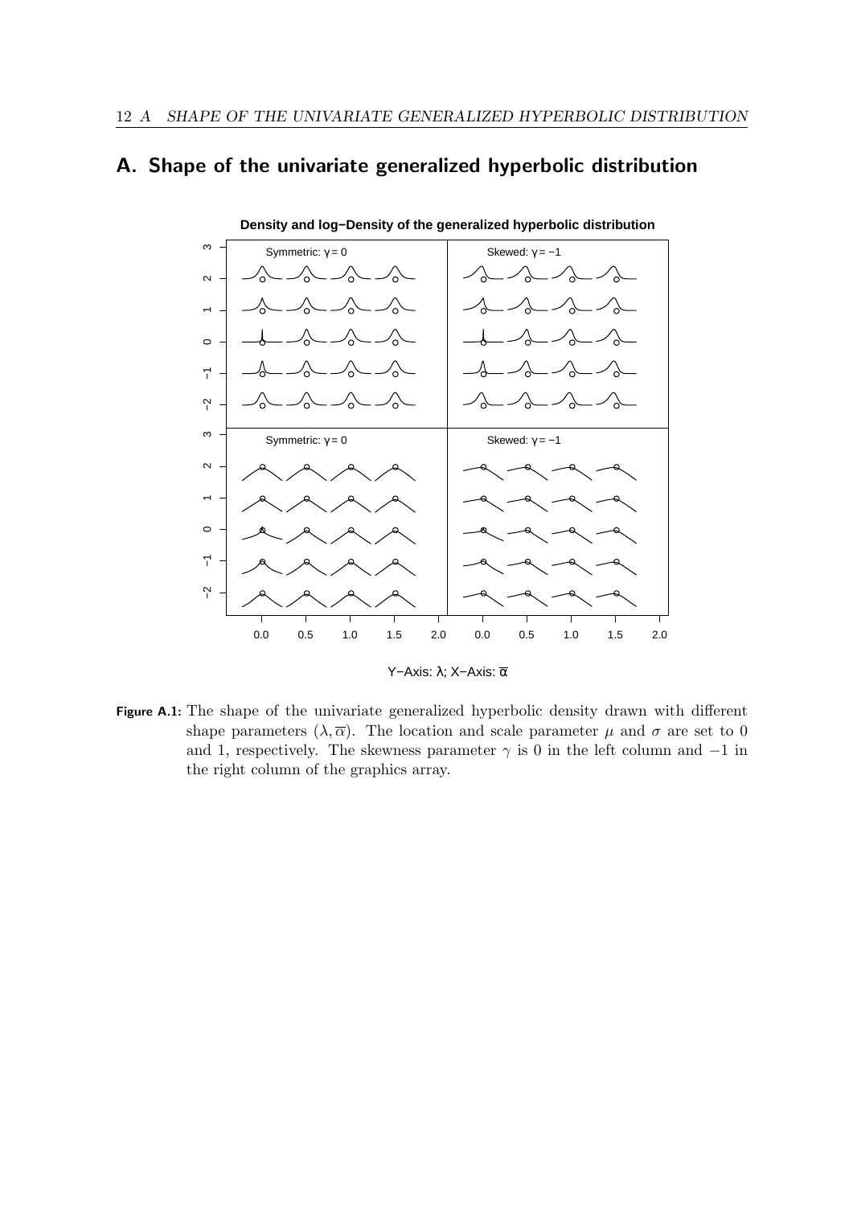# A. Shape of the univariate generalized hyperbolic distribution

**Figure A.1:** The shape of the univariate generalized hyperbolic density drawn with different shape parameters $(\lambda, \overline{\alpha})$. The location and scale parameter $\mu$ and $\sigma$ are set to 0 and 1, respectively. The skewness parameter $\gamma$ is 0 in the left column and $-1$ in the right column of the graphics array.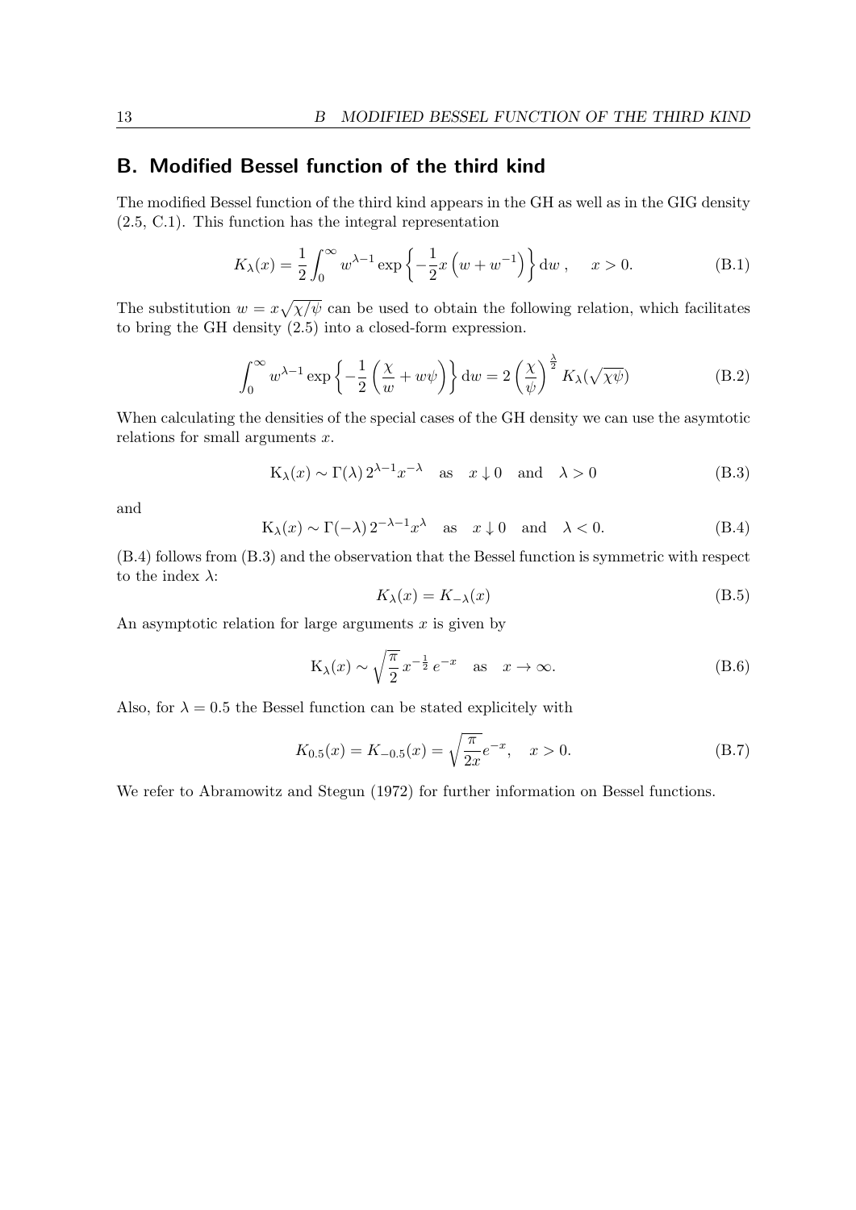## B. Modified Bessel function of the third kind

The modified Bessel function of the third kind appears in the GH as well as in the GIG density (2.5, C.1). This function has the integral representation

$$K_\lambda(x) = \frac{1}{2}\int_0^\infty w^{\lambda-1}\exp\left\{-\frac{1}{2}x\left(w + w^{-1}\right)\right\}\mathrm{d}w\,, \quad x > 0. \tag{B.1}$$

The substitution $w = x\sqrt{\chi/\psi}$ can be used to obtain the following relation, which facilitates to bring the GH density (2.5) into a closed-form expression.

$$\int_0^\infty w^{\lambda-1}\exp\left\{-\frac{1}{2}\left(\frac{\chi}{w} + w\psi\right)\right\}\mathrm{d}w = 2\left(\frac{\chi}{\psi}\right)^{\frac{\lambda}{2}} K_\lambda(\sqrt{\chi\psi}) \tag{B.2}$$

When calculating the densities of the special cases of the GH density we can use the asymtotic relations for small arguments $x$.

$$\mathrm{K}_\lambda(x) \sim \Gamma(\lambda)\, 2^{\lambda-1}x^{-\lambda} \quad \text{as} \quad x \downarrow 0 \quad \text{and} \quad \lambda > 0 \tag{B.3}$$

and

$$\mathrm{K}_\lambda(x) \sim \Gamma(-\lambda)\, 2^{-\lambda-1}x^{\lambda} \quad \text{as} \quad x \downarrow 0 \quad \text{and} \quad \lambda < 0. \tag{B.4}$$

(B.4) follows from (B.3) and the observation that the Bessel function is symmetric with respect to the index $\lambda$:

$$K_\lambda(x) = K_{-\lambda}(x) \tag{B.5}$$

An asymptotic relation for large arguments $x$ is given by

$$\mathrm{K}_\lambda(x) \sim \sqrt{\frac{\pi}{2}}\, x^{-\frac{1}{2}}\, e^{-x} \quad \text{as} \quad x \to \infty. \tag{B.6}$$

Also, for $\lambda = 0.5$ the Bessel function can be stated explicitely with

$$K_{0.5}(x) = K_{-0.5}(x) = \sqrt{\frac{\pi}{2x}}e^{-x}, \quad x > 0. \tag{B.7}$$

We refer to Abramowitz and Stegun (1972) for further information on Bessel functions.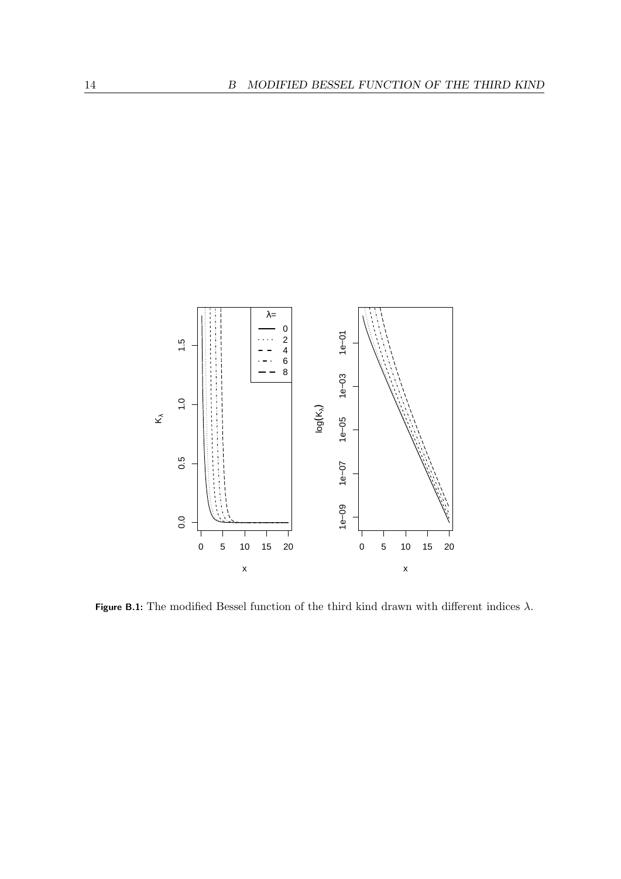**Figure B.1:** The modified Bessel function of the third kind drawn with different indices $\lambda$.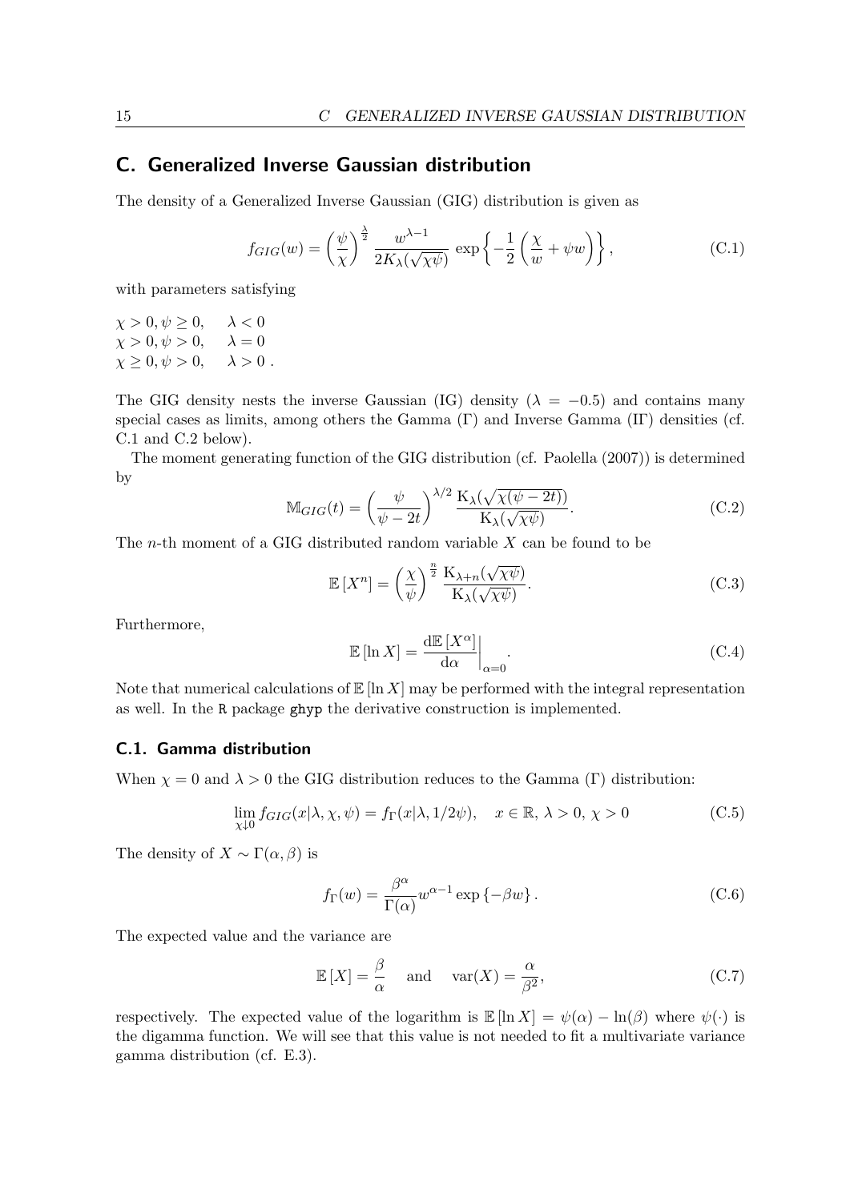## C. Generalized Inverse Gaussian distribution

The density of a Generalized Inverse Gaussian (GIG) distribution is given as

$$f_{GIG}(w) = \left(\frac{\psi}{\chi}\right)^{\frac{\lambda}{2}} \frac{w^{\lambda-1}}{2K_\lambda(\sqrt{\chi\psi})} \exp\left\{-\frac{1}{2}\left(\frac{\chi}{w} + \psi w\right)\right\}, \tag{C.1}$$

with parameters satisfying

$\chi > 0, \psi \geq 0, \quad \lambda < 0$
$\chi > 0, \psi > 0, \quad \lambda = 0$
$\chi \geq 0, \psi > 0, \quad \lambda > 0\ .$

The GIG density nests the inverse Gaussian (IG) density ($\lambda = -0.5$) and contains many special cases as limits, among others the Gamma ($\Gamma$) and Inverse Gamma ($\mathrm{I}\Gamma$) densities (cf. C.1 and C.2 below).

The moment generating function of the GIG distribution (cf. Paolella (2007)) is determined by

$$\mathbb{M}_{GIG}(t) = \left(\frac{\psi}{\psi - 2t}\right)^{\lambda/2} \frac{\mathrm{K}_\lambda(\sqrt{\chi(\psi - 2t)})}{\mathrm{K}_\lambda(\sqrt{\chi\psi})}. \tag{C.2}$$

The $n$-th moment of a GIG distributed random variable $X$ can be found to be

$$\mathbb{E}\left[X^n\right] = \left(\frac{\chi}{\psi}\right)^{\frac{n}{2}} \frac{\mathrm{K}_{\lambda+n}(\sqrt{\chi\psi})}{\mathrm{K}_\lambda(\sqrt{\chi\psi})}. \tag{C.3}$$

Furthermore,

$$\mathbb{E}\left[\ln X\right] = \left.\frac{\mathrm{d}\mathbb{E}\left[X^\alpha\right]}{\mathrm{d}\alpha}\right|_{\alpha=0}. \tag{C.4}$$

Note that numerical calculations of $\mathbb{E}[\ln X]$ may be performed with the integral representation as well. In the R package ghyp the derivative construction is implemented.

### C.1. Gamma distribution

When $\chi = 0$ and $\lambda > 0$ the GIG distribution reduces to the Gamma ($\Gamma$) distribution:

$$\lim_{\chi \downarrow 0} f_{GIG}(x|\lambda, \chi, \psi) = f_\Gamma(x|\lambda, 1/2\psi), \quad x \in \mathbb{R},\ \lambda > 0,\ \chi > 0 \tag{C.5}$$

The density of $X \sim \Gamma(\alpha, \beta)$ is

$$f_\Gamma(w) = \frac{\beta^\alpha}{\Gamma(\alpha)} w^{\alpha-1} \exp\left\{-\beta w\right\}. \tag{C.6}$$

The expected value and the variance are

$$\mathbb{E}\left[X\right] = \frac{\beta}{\alpha} \quad \text{and} \quad \mathrm{var}(X) = \frac{\alpha}{\beta^2}, \tag{C.7}$$

respectively. The expected value of the logarithm is $\mathbb{E}[\ln X] = \psi(\alpha) - \ln(\beta)$ where $\psi(\cdot)$ is the digamma function. We will see that this value is not needed to fit a multivariate variance gamma distribution (cf. E.3).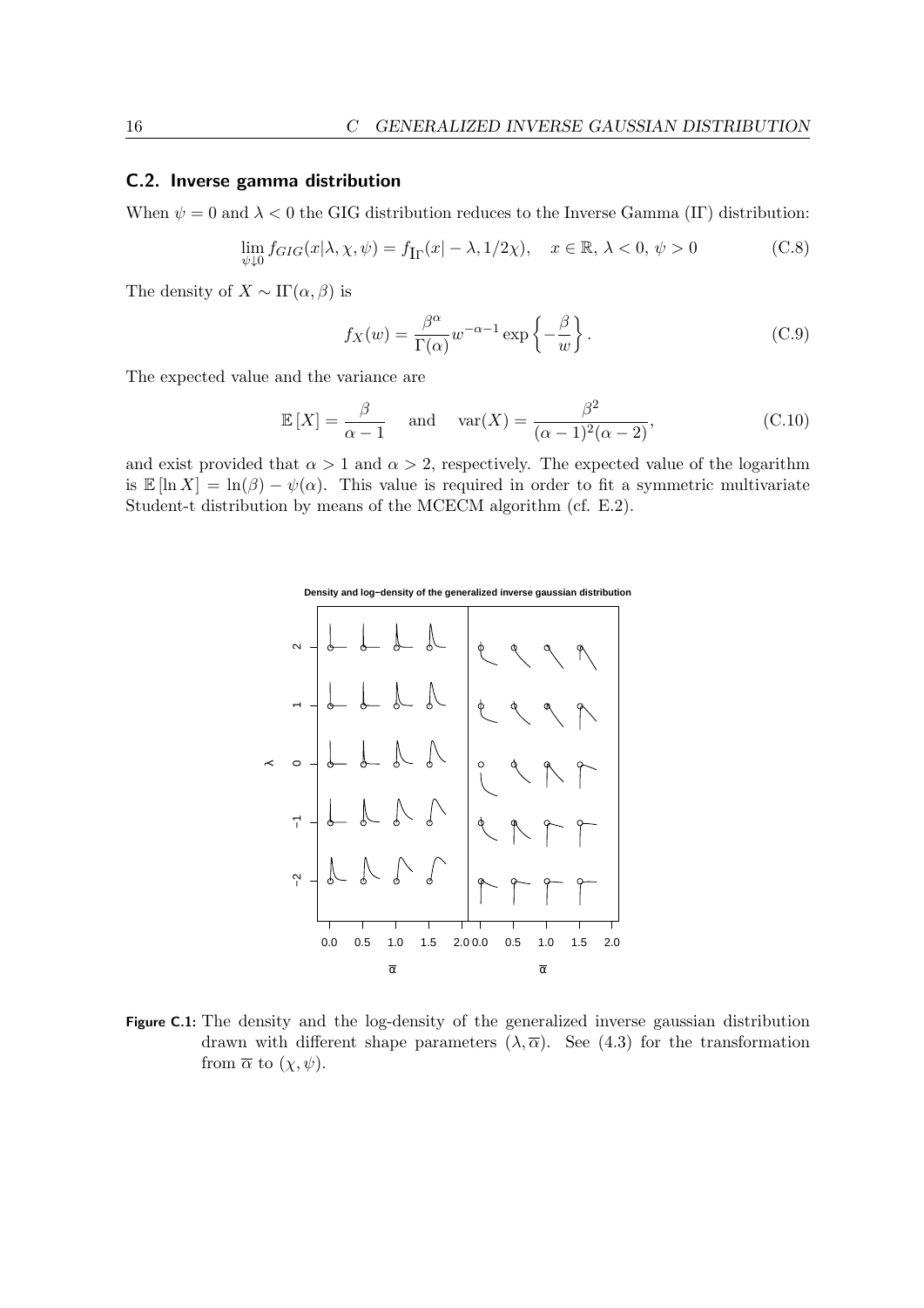## C.2. Inverse gamma distribution

When $\psi = 0$ and $\lambda < 0$ the GIG distribution reduces to the Inverse Gamma (I$\Gamma$) distribution:

$$\lim_{\psi \downarrow 0} f_{GIG}(x|\lambda, \chi, \psi) = f_{\mathrm{I}\Gamma}(x| -\lambda, 1/2\chi), \quad x \in \mathbb{R}, \, \lambda < 0, \, \psi > 0 \tag{C.8}$$

The density of $X \sim \mathrm{I}\Gamma(\alpha, \beta)$ is

$$f_X(w) = \frac{\beta^\alpha}{\Gamma(\alpha)} w^{-\alpha-1} \exp\left\{-\frac{\beta}{w}\right\}. \tag{C.9}$$

The expected value and the variance are

$$\mathbb{E}\left[X\right] = \frac{\beta}{\alpha - 1} \quad \text{and} \quad \mathrm{var}(X) = \frac{\beta^2}{(\alpha-1)^2(\alpha-2)}, \tag{C.10}$$

and exist provided that $\alpha > 1$ and $\alpha > 2$, respectively. The expected value of the logarithm is $\mathbb{E}\left[\ln X\right] = \ln(\beta) - \psi(\alpha)$. This value is required in order to fit a symmetric multivariate Student-t distribution by means of the MCECM algorithm (cf. E.2).

**Figure C.1:** The density and the log-density of the generalized inverse gaussian distribution drawn with different shape parameters $(\lambda, \overline{\alpha})$. See (4.3) for the transformation from $\overline{\alpha}$ to $(\chi, \psi)$.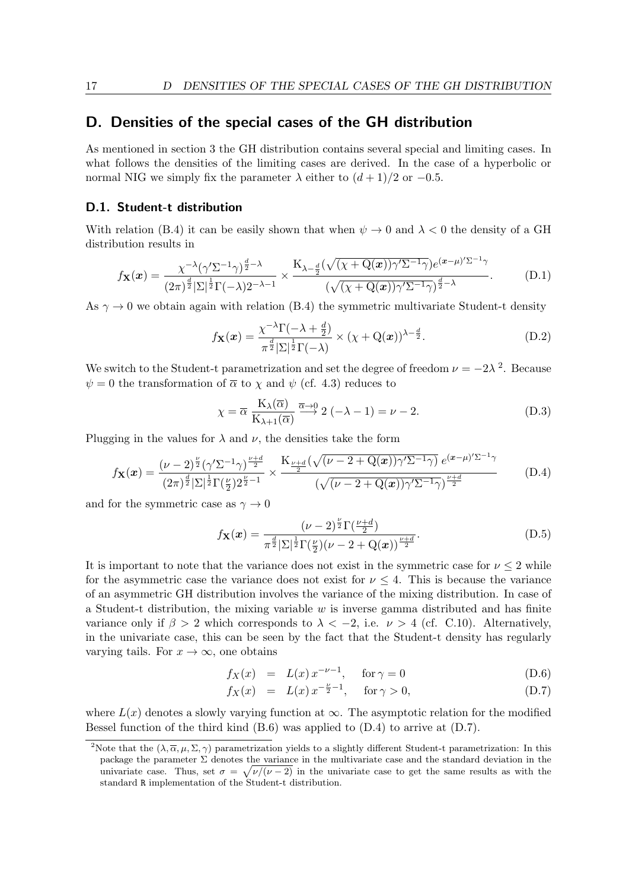# D. Densities of the special cases of the GH distribution

As mentioned in section 3 the GH distribution contains several special and limiting cases. In what follows the densities of the limiting cases are derived. In the case of a hyperbolic or normal NIG we simply fix the parameter $\lambda$ either to $(d+1)/2$ or $-0.5$.

## D.1. Student-t distribution

With relation (B.4) it can be easily shown that when $\psi \to 0$ and $\lambda < 0$ the density of a GH distribution results in

$$f_{\mathbf{X}}(\boldsymbol{x}) = \frac{\chi^{-\lambda}(\gamma'\Sigma^{-1}\gamma)^{\frac{d}{2}-\lambda}}{(2\pi)^{\frac{d}{2}}|\Sigma|^{\frac{1}{2}}\Gamma(-\lambda)2^{-\lambda-1}} \times \frac{\mathrm{K}_{\lambda-\frac{d}{2}}(\sqrt{(\chi+\mathrm{Q}(\boldsymbol{x}))\gamma'\Sigma^{-1}\gamma})e^{(\boldsymbol{x}-\mu)'\Sigma^{-1}\gamma}}{(\sqrt{(\chi+\mathrm{Q}(\boldsymbol{x}))\gamma'\Sigma^{-1}\gamma})^{\frac{d}{2}-\lambda}}. \tag{D.1}$$

As $\gamma \to 0$ we obtain again with relation (B.4) the symmetric multivariate Student-t density

$$f_{\mathbf{X}}(\boldsymbol{x}) = \frac{\chi^{-\lambda}\Gamma(-\lambda+\frac{d}{2})}{\pi^{\frac{d}{2}}|\Sigma|^{\frac{1}{2}}\Gamma(-\lambda)} \times (\chi+\mathrm{Q}(\boldsymbol{x}))^{\lambda-\frac{d}{2}}. \tag{D.2}$$

We switch to the Student-t parametrization and set the degree of freedom $\nu = -2\lambda$ [2]. Because $\psi = 0$ the transformation of $\overline{\alpha}$ to $\chi$ and $\psi$ (cf. 4.3) reduces to

$$\chi = \overline{\alpha}\,\frac{\mathrm{K}_{\lambda}(\overline{\alpha})}{\mathrm{K}_{\lambda+1}(\overline{\alpha})} \overset{\overline{\alpha}\to 0}{\longrightarrow} 2\,(-\lambda-1) = \nu - 2. \tag{D.3}$$

Plugging in the values for $\lambda$ and $\nu$, the densities take the form

$$f_{\mathbf{X}}(\boldsymbol{x}) = \frac{(\nu-2)^{\frac{\nu}{2}}(\gamma'\Sigma^{-1}\gamma)^{\frac{\nu+d}{2}}}{(2\pi)^{\frac{d}{2}}|\Sigma|^{\frac{1}{2}}\Gamma(\frac{\nu}{2})2^{\frac{\nu}{2}-1}} \times \frac{\mathrm{K}_{\frac{\nu+d}{2}}(\sqrt{(\nu-2+\mathrm{Q}(\boldsymbol{x}))\gamma'\Sigma^{-1}\gamma})\,e^{(\boldsymbol{x}-\mu)'\Sigma^{-1}\gamma}}{(\sqrt{(\nu-2+\mathrm{Q}(\boldsymbol{x}))\gamma'\Sigma^{-1}\gamma})^{\frac{\nu+d}{2}}} \tag{D.4}$$

and for the symmetric case as $\gamma \to 0$

$$f_{\mathbf{X}}(\boldsymbol{x}) = \frac{(\nu-2)^{\frac{\nu}{2}}\Gamma(\frac{\nu+d}{2})}{\pi^{\frac{d}{2}}|\Sigma|^{\frac{1}{2}}\Gamma(\frac{\nu}{2})(\nu-2+\mathrm{Q}(\boldsymbol{x}))^{\frac{\nu+d}{2}}}. \tag{D.5}$$

It is important to note that the variance does not exist in the symmetric case for $\nu \leq 2$ while for the asymmetric case the variance does not exist for $\nu \leq 4$. This is because the variance of an asymmetric GH distribution involves the variance of the mixing distribution. In case of a Student-t distribution, the mixing variable $w$ is inverse gamma distributed and has finite variance only if $\beta > 2$ which corresponds to $\lambda < -2$, i.e. $\nu > 4$ (cf. C.10). Alternatively, in the univariate case, this can be seen by the fact that the Student-t density has regularly varying tails. For $x \to \infty$, one obtains

$$f_X(x) = L(x)\,x^{-\nu-1}, \quad \text{for } \gamma = 0 \tag{D.6}$$

$$f_X(x) = L(x)\,x^{-\frac{\nu}{2}-1}, \quad \text{for } \gamma > 0, \tag{D.7}$$

where $L(x)$ denotes a slowly varying function at $\infty$. The asymptotic relation for the modified Bessel function of the third kind (B.6) was applied to (D.4) to arrive at (D.7).

[2] Note that the $(\lambda, \overline{\alpha}, \mu, \Sigma, \gamma)$ parametrization yields to a slightly different Student-t parametrization: In this package the parameter $\Sigma$ denotes the variance in the multivariate case and the standard deviation in the univariate case. Thus, set $\sigma = \sqrt{\nu/(\nu-2)}$ in the univariate case to get the same results as with the standard R implementation of the Student-t distribution.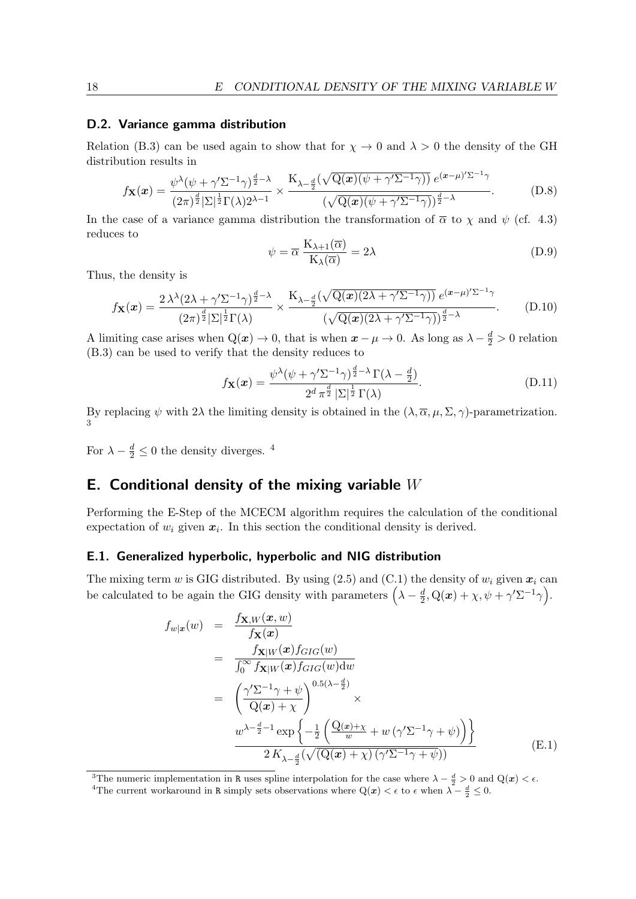### D.2. Variance gamma distribution

Relation (B.3) can be used again to show that for $\chi \to 0$ and $\lambda > 0$ the density of the GH distribution results in

$$f_{\mathbf{X}}(\boldsymbol{x}) = \frac{\psi^{\lambda}(\psi + \gamma'\Sigma^{-1}\gamma)^{\frac{d}{2}-\lambda}}{(2\pi)^{\frac{d}{2}}|\Sigma|^{\frac{1}{2}}\Gamma(\lambda)2^{\lambda-1}} \times \frac{\mathrm{K}_{\lambda-\frac{d}{2}}(\sqrt{\mathrm{Q}(\boldsymbol{x})(\psi + \gamma'\Sigma^{-1}\gamma)})\, e^{(\boldsymbol{x}-\mu)'\Sigma^{-1}\gamma}}{(\sqrt{\mathrm{Q}(\boldsymbol{x})(\psi + \gamma'\Sigma^{-1}\gamma)})^{\frac{d}{2}-\lambda}}. \tag{D.8}$$

In the case of a variance gamma distribution the transformation of $\overline{\alpha}$ to $\chi$ and $\psi$ (cf. 4.3) reduces to

$$\psi = \overline{\alpha}\, \frac{\mathrm{K}_{\lambda+1}(\overline{\alpha})}{\mathrm{K}_{\lambda}(\overline{\alpha})} = 2\lambda \tag{D.9}$$

Thus, the density is

$$f_{\mathbf{X}}(\boldsymbol{x}) = \frac{2\,\lambda^{\lambda}(2\lambda + \gamma'\Sigma^{-1}\gamma)^{\frac{d}{2}-\lambda}}{(2\pi)^{\frac{d}{2}}|\Sigma|^{\frac{1}{2}}\Gamma(\lambda)} \times \frac{\mathrm{K}_{\lambda-\frac{d}{2}}(\sqrt{\mathrm{Q}(\boldsymbol{x})(2\lambda + \gamma'\Sigma^{-1}\gamma)})\, e^{(\boldsymbol{x}-\mu)'\Sigma^{-1}\gamma}}{(\sqrt{\mathrm{Q}(\boldsymbol{x})(2\lambda + \gamma'\Sigma^{-1}\gamma)})^{\frac{d}{2}-\lambda}}. \tag{D.10}$$

A limiting case arises when $\mathrm{Q}(\boldsymbol{x}) \to 0$, that is when $\boldsymbol{x} - \mu \to 0$. As long as $\lambda - \frac{d}{2} > 0$ relation (B.3) can be used to verify that the density reduces to

$$f_{\mathbf{X}}(\boldsymbol{x}) = \frac{\psi^{\lambda}(\psi + \gamma'\Sigma^{-1}\gamma)^{\frac{d}{2}-\lambda}\,\Gamma(\lambda - \frac{d}{2})}{2^{d}\,\pi^{\frac{d}{2}}\,|\Sigma|^{\frac{1}{2}}\,\Gamma(\lambda)}. \tag{D.11}$$

By replacing $\psi$ with $2\lambda$ the limiting density is obtained in the $(\lambda, \overline{\alpha}, \mu, \Sigma, \gamma)$-parametrization. [3]

For $\lambda - \frac{d}{2} \leq 0$ the density diverges. [4]

## E. Conditional density of the mixing variable $W$

Performing the E-Step of the MCECM algorithm requires the calculation of the conditional expectation of $w_i$ given $\boldsymbol{x}_i$. In this section the conditional density is derived.

### E.1. Generalized hyperbolic, hyperbolic and NIG distribution

The mixing term $w$ is GIG distributed. By using (2.5) and (C.1) the density of $w_i$ given $\boldsymbol{x}_i$ can be calculated to be again the GIG density with parameters $\left(\lambda - \frac{d}{2}, \mathrm{Q}(\boldsymbol{x}) + \chi, \psi + \gamma'\Sigma^{-1}\gamma\right)$.

$$\begin{aligned}
f_{w|\boldsymbol{x}}(w) &= \frac{f_{\mathbf{X},W}(\boldsymbol{x}, w)}{f_{\mathbf{X}}(\boldsymbol{x})} \\
&= \frac{f_{\mathbf{X}|W}(\boldsymbol{x}) f_{GIG}(w)}{\int_0^\infty f_{\mathbf{X}|W}(\boldsymbol{x}) f_{GIG}(w)\mathrm{d}w} \\
&= \left(\frac{\gamma'\Sigma^{-1}\gamma + \psi}{\mathrm{Q}(\boldsymbol{x}) + \chi}\right)^{0.5(\lambda - \frac{d}{2})} \times \\
&\qquad \frac{w^{\lambda - \frac{d}{2} - 1} \exp\left\{-\frac{1}{2}\left(\frac{\mathrm{Q}(\boldsymbol{x}) + \chi}{w} + w\,(\gamma'\Sigma^{-1}\gamma + \psi)\right)\right\}}{2\,K_{\lambda - \frac{d}{2}}(\sqrt{(\mathrm{Q}(\boldsymbol{x}) + \chi)\,(\gamma'\Sigma^{-1}\gamma + \psi)})}
\end{aligned} \tag{E.1}$$

[3] The numeric implementation in R uses spline interpolation for the case where $\lambda - \frac{d}{2} > 0$ and $\mathrm{Q}(\boldsymbol{x}) < \epsilon$.

[4] The current workaround in R simply sets observations where $\mathrm{Q}(\boldsymbol{x}) < \epsilon$ to $\epsilon$ when $\lambda - \frac{d}{2} \leq 0$.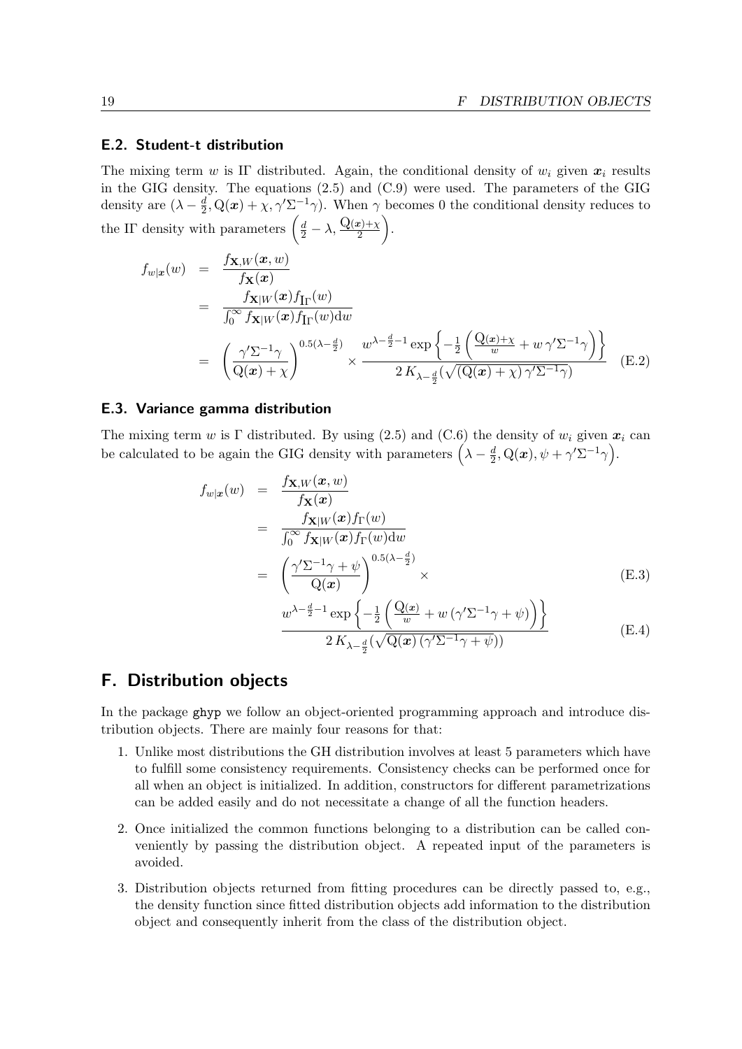### E.2. Student-t distribution

The mixing term $w$ is IΓ distributed. Again, the conditional density of $w_i$ given $\boldsymbol{x}_i$ results in the GIG density. The equations (2.5) and (C.9) were used. The parameters of the GIG density are $(\lambda - \frac{d}{2}, \mathrm{Q}(\boldsymbol{x}) + \chi, \gamma'\Sigma^{-1}\gamma)$. When $\gamma$ becomes 0 the conditional density reduces to the IΓ density with parameters $\left(\frac{d}{2} - \lambda, \frac{\mathrm{Q}(\boldsymbol{x})+\chi}{2}\right)$.

$$
\begin{aligned}
f_{w|\boldsymbol{x}}(w) &= \frac{f_{\mathbf{X},W}(\boldsymbol{x}, w)}{f_{\mathbf{X}}(\boldsymbol{x})} \\
&= \frac{f_{\mathbf{X}|W}(\boldsymbol{x}) f_{\mathrm{I}\Gamma}(w)}{\int_0^\infty f_{\mathbf{X}|W}(\boldsymbol{x}) f_{\mathrm{I}\Gamma}(w) \mathrm{d}w} \\
&= \left(\frac{\gamma'\Sigma^{-1}\gamma}{\mathrm{Q}(\boldsymbol{x}) + \chi}\right)^{0.5(\lambda - \frac{d}{2})} \times \frac{w^{\lambda - \frac{d}{2} - 1} \exp\left\{-\frac{1}{2}\left(\frac{\mathrm{Q}(\boldsymbol{x})+\chi}{w} + w\,\gamma'\Sigma^{-1}\gamma\right)\right\}}{2\,K_{\lambda - \frac{d}{2}}(\sqrt{(\mathrm{Q}(\boldsymbol{x}) + \chi)\,\gamma'\Sigma^{-1}\gamma})}
\end{aligned}
\quad (E.2)
$$

### E.3. Variance gamma distribution

The mixing term $w$ is Γ distributed. By using (2.5) and (C.6) the density of $w_i$ given $\boldsymbol{x}_i$ can be calculated to be again the GIG density with parameters $\left(\lambda - \frac{d}{2}, \mathrm{Q}(\boldsymbol{x}), \psi + \gamma'\Sigma^{-1}\gamma\right)$.

$$
\begin{aligned}
f_{w|\boldsymbol{x}}(w) &= \frac{f_{\mathbf{X},W}(\boldsymbol{x}, w)}{f_{\mathbf{X}}(\boldsymbol{x})} \\
&= \frac{f_{\mathbf{X}|W}(\boldsymbol{x}) f_{\Gamma}(w)}{\int_0^\infty f_{\mathbf{X}|W}(\boldsymbol{x}) f_{\Gamma}(w) \mathrm{d}w} \\
&= \left(\frac{\gamma'\Sigma^{-1}\gamma + \psi}{\mathrm{Q}(\boldsymbol{x})}\right)^{0.5(\lambda - \frac{d}{2})} \times \quad (E.3) \\
&\quad \frac{w^{\lambda - \frac{d}{2} - 1} \exp\left\{-\frac{1}{2}\left(\frac{\mathrm{Q}(\boldsymbol{x})}{w} + w\,(\gamma'\Sigma^{-1}\gamma + \psi)\right)\right\}}{2\,K_{\lambda - \frac{d}{2}}(\sqrt{\mathrm{Q}(\boldsymbol{x})\,(\gamma'\Sigma^{-1}\gamma + \psi)})} \quad (E.4)
\end{aligned}
$$

## F. Distribution objects

In the package ghyp we follow an object-oriented programming approach and introduce distribution objects. There are mainly four reasons for that:

1. Unlike most distributions the GH distribution involves at least 5 parameters which have to fulfill some consistency requirements. Consistency checks can be performed once for all when an object is initialized. In addition, constructors for different parametrizations can be added easily and do not necessitate a change of all the function headers.

2. Once initialized the common functions belonging to a distribution can be called conveniently by passing the distribution object. A repeated input of the parameters is avoided.

3. Distribution objects returned from fitting procedures can be directly passed to, e.g., the density function since fitted distribution objects add information to the distribution object and consequently inherit from the class of the distribution object.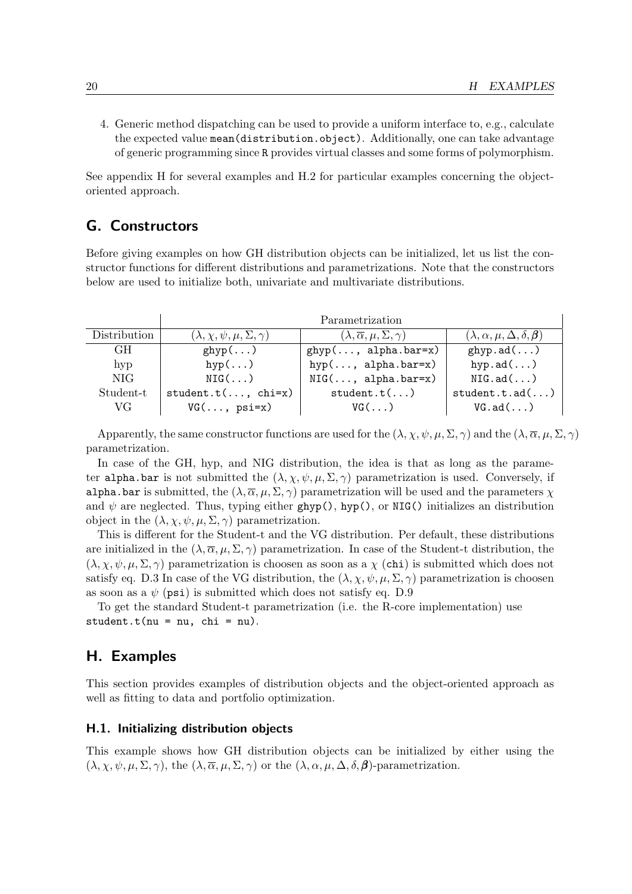4. Generic method dispatching can be used to provide a uniform interface to, e.g., calculate the expected value `mean(distribution.object)`. Additionally, one can take advantage of generic programming since `R` provides virtual classes and some forms of polymorphism.

See appendix H for several examples and H.2 for particular examples concerning the object-oriented approach.

## G. Constructors

Before giving examples on how GH distribution objects can be initialized, let us list the constructor functions for different distributions and parametrizations. Note that the constructors below are used to initialize both, univariate and multivariate distributions.

| | Parametrization | | |
|---|---|---|---|
| Distribution | $(\lambda, \chi, \psi, \mu, \Sigma, \gamma)$ | $(\lambda, \overline{\alpha}, \mu, \Sigma, \gamma)$ | $(\lambda, \alpha, \mu, \Delta, \delta, \boldsymbol{\beta})$ |
| GH | `ghyp(...)` | `ghyp(..., alpha.bar=x)` | `ghyp.ad(...)` |
| hyp | `hyp(...)` | `hyp(..., alpha.bar=x)` | `hyp.ad(...)` |
| NIG | `NIG(...)` | `NIG(..., alpha.bar=x)` | `NIG.ad(...)` |
| Student-t | `student.t(..., chi=x)` | `student.t(...)` | `student.t.ad(...)` |
| VG | `VG(..., psi=x)` | `VG(...)` | `VG.ad(...)` |

Apparently, the same constructor functions are used for the $(\lambda, \chi, \psi, \mu, \Sigma, \gamma)$ and the $(\lambda, \overline{\alpha}, \mu, \Sigma, \gamma)$ parametrization.

In case of the GH, hyp, and NIG distribution, the idea is that as long as the parameter `alpha.bar` is not submitted the $(\lambda, \chi, \psi, \mu, \Sigma, \gamma)$ parametrization is used. Conversely, if `alpha.bar` is submitted, the $(\lambda, \overline{\alpha}, \mu, \Sigma, \gamma)$ parametrization will be used and the parameters $\chi$ and $\psi$ are neglected. Thus, typing either `ghyp()`, `hyp()`, or `NIG()` initializes an distribution object in the $(\lambda, \chi, \psi, \mu, \Sigma, \gamma)$ parametrization.

This is different for the Student-t and the VG distribution. Per default, these distributions are initialized in the $(\lambda, \overline{\alpha}, \mu, \Sigma, \gamma)$ parametrization. In case of the Student-t distribution, the $(\lambda, \chi, \psi, \mu, \Sigma, \gamma)$ parametrization is choosen as soon as a $\chi$ (`chi`) is submitted which does not satisfy eq. D.3 In case of the VG distribution, the $(\lambda, \chi, \psi, \mu, \Sigma, \gamma)$ parametrization is choosen as soon as a $\psi$ (`psi`) is submitted which does not satisfy eq. D.9

To get the standard Student-t parametrization (i.e. the R-core implementation) use `student.t(nu = nu, chi = nu)`.

## H. Examples

This section provides examples of distribution objects and the object-oriented approach as well as fitting to data and portfolio optimization.

### H.1. Initializing distribution objects

This example shows how GH distribution objects can be initialized by either using the $(\lambda, \chi, \psi, \mu, \Sigma, \gamma)$, the $(\lambda, \overline{\alpha}, \mu, \Sigma, \gamma)$ or the $(\lambda, \alpha, \mu, \Delta, \delta, \boldsymbol{\beta})$-parametrization.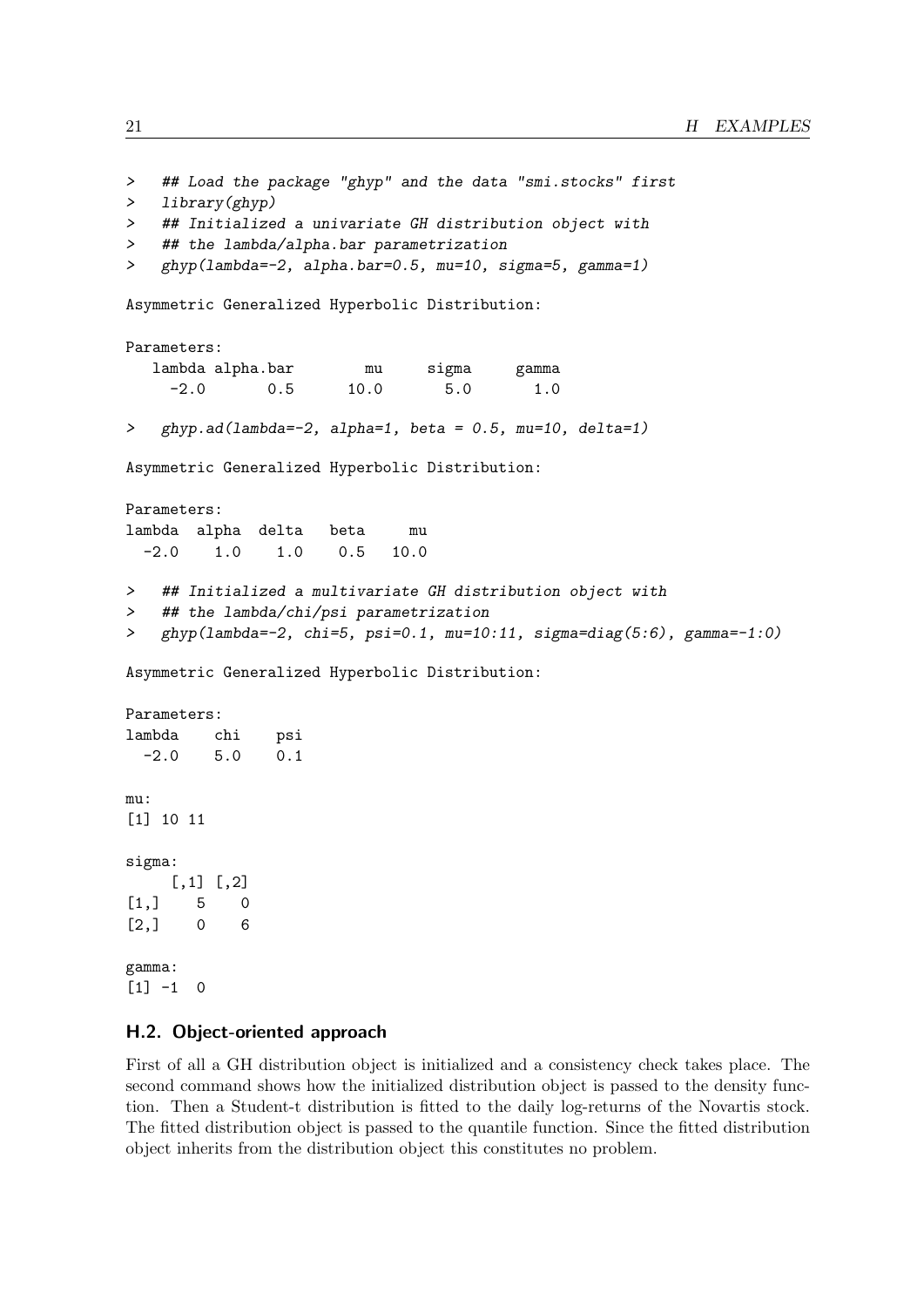```
>   ## Load the package "ghyp" and the data "smi.stocks" first
>   library(ghyp)
>   ## Initialized a univariate GH distribution object with
>   ## the lambda/alpha.bar parametrization
>   ghyp(lambda=-2, alpha.bar=0.5, mu=10, sigma=5, gamma=1)

Asymmetric Generalized Hyperbolic Distribution:

Parameters:
   lambda alpha.bar        mu     sigma     gamma 
     -2.0       0.5      10.0       5.0       1.0 

>   ghyp.ad(lambda=-2, alpha=1, beta = 0.5, mu=10, delta=1)

Asymmetric Generalized Hyperbolic Distribution:

Parameters:
lambda  alpha  delta   beta     mu 
  -2.0    1.0    1.0    0.5   10.0 

>   ## Initialized a multivariate GH distribution object with
>   ## the lambda/chi/psi parametrization
>   ghyp(lambda=-2, chi=5, psi=0.1, mu=10:11, sigma=diag(5:6), gamma=-1:0)

Asymmetric Generalized Hyperbolic Distribution:

Parameters:
lambda    chi    psi 
  -2.0    5.0    0.1 

mu:
[1] 10 11

sigma:
     [,1] [,2]
[1,]    5    0
[2,]    0    6

gamma:
[1] -1  0
```

## H.2. Object-oriented approach

First of all a GH distribution object is initialized and a consistency check takes place. The second command shows how the initialized distribution object is passed to the density function. Then a Student-t distribution is fitted to the daily log-returns of the Novartis stock. The fitted distribution object is passed to the quantile function. Since the fitted distribution object inherits from the distribution object this constitutes no problem.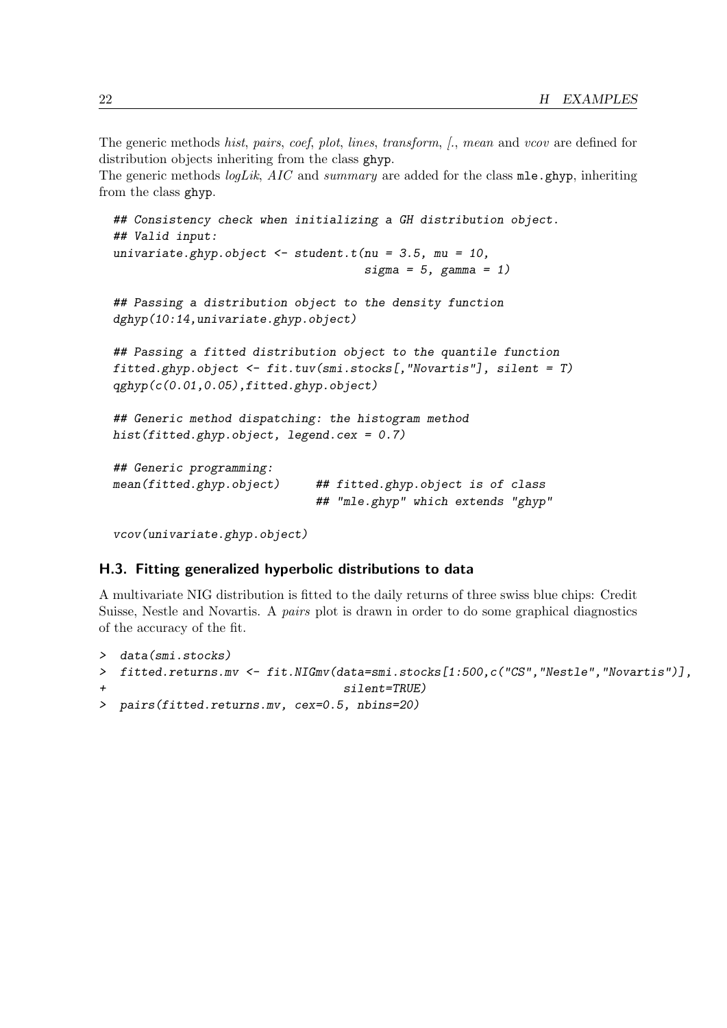The generic methods *hist*, *pairs*, *coef*, *plot*, *lines*, *transform*, *[.*, *mean* and *vcov* are defined for distribution objects inheriting from the class ghyp.
The generic methods *logLik*, *AIC* and *summary* are added for the class mle.ghyp, inheriting from the class ghyp.

```
## Consistency check when initializing a GH distribution object.
## Valid input:
univariate.ghyp.object <- student.t(nu = 3.5, mu = 10,
                                    sigma = 5, gamma = 1)

## Passing a distribution object to the density function
dghyp(10:14,univariate.ghyp.object)

## Passing a fitted distribution object to the quantile function
fitted.ghyp.object <- fit.tuv(smi.stocks[,"Novartis"], silent = T)
qghyp(c(0.01,0.05),fitted.ghyp.object)

## Generic method dispatching: the histogram method
hist(fitted.ghyp.object, legend.cex = 0.7)

## Generic programming:
mean(fitted.ghyp.object)      ## fitted.ghyp.object is of class
                              ## "mle.ghyp" which extends "ghyp"

vcov(univariate.ghyp.object)
```

### H.3. Fitting generalized hyperbolic distributions to data

A multivariate NIG distribution is fitted to the daily returns of three swiss blue chips: Credit Suisse, Nestle and Novartis. A *pairs* plot is drawn in order to do some graphical diagnostics of the accuracy of the fit.

```
> data(smi.stocks)
> fitted.returns.mv <- fit.NIGmv(data=smi.stocks[1:500,c("CS","Nestle","Novartis")],
+                                silent=TRUE)
> pairs(fitted.returns.mv, cex=0.5, nbins=20)
```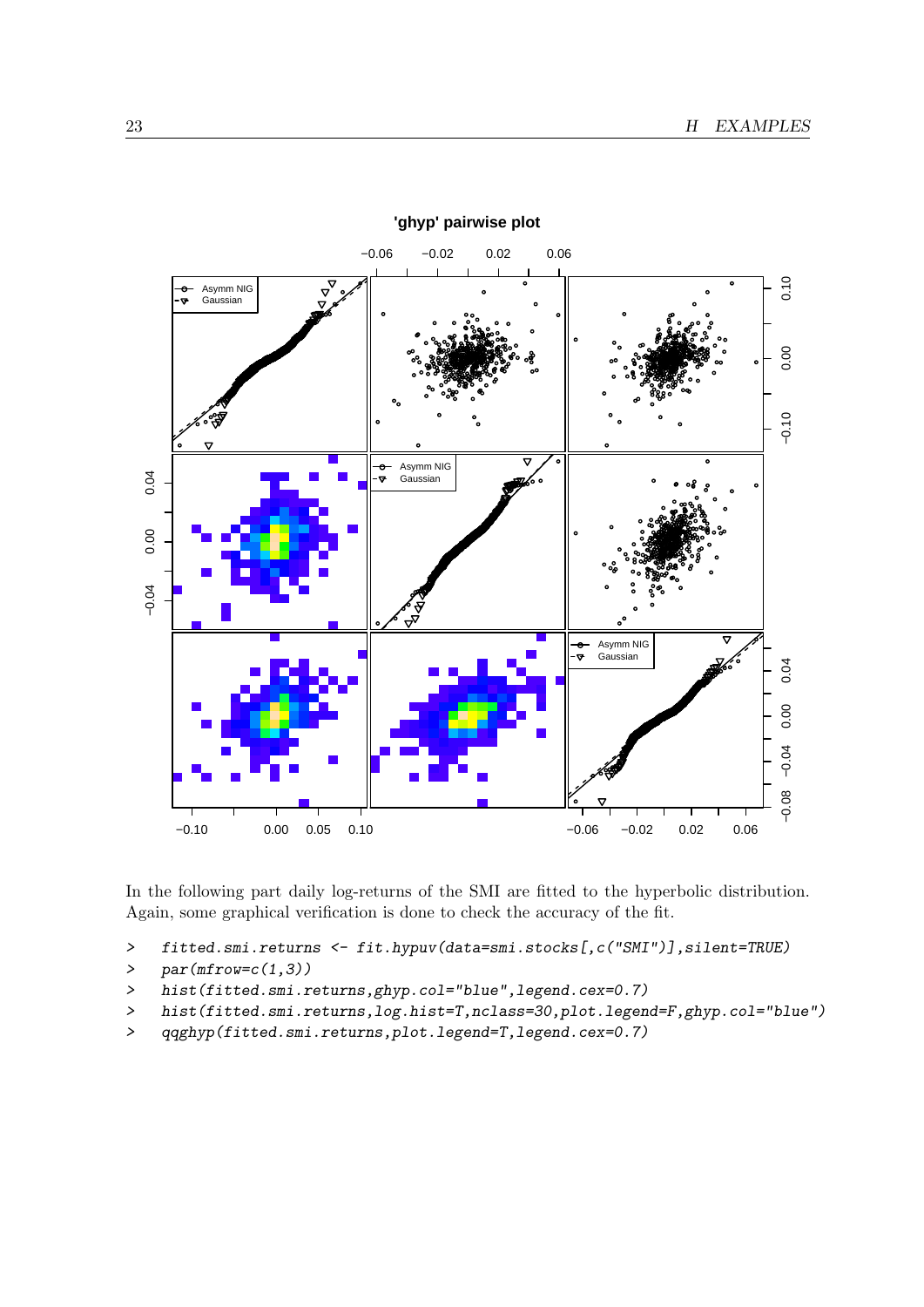In the following part daily log-returns of the SMI are fitted to the hyperbolic distribution. Again, some graphical verification is done to check the accuracy of the fit.

```
> fitted.smi.returns <- fit.hypuv(data=smi.stocks[,c("SMI")],silent=TRUE)
> par(mfrow=c(1,3))
> hist(fitted.smi.returns,ghyp.col="blue",legend.cex=0.7)
> hist(fitted.smi.returns,log.hist=T,nclass=30,plot.legend=F,ghyp.col="blue")
> qqghyp(fitted.smi.returns,plot.legend=T,legend.cex=0.7)
```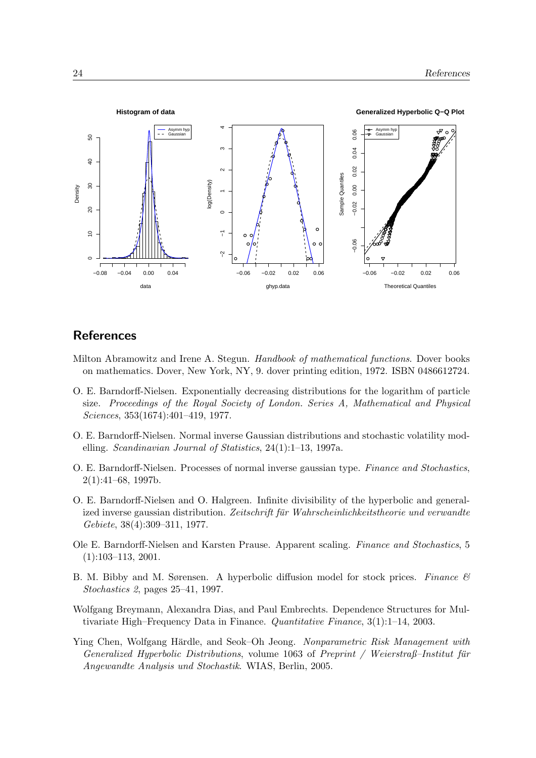## References

Milton Abramowitz and Irene A. Stegun. *Handbook of mathematical functions*. Dover books on mathematics. Dover, New York, NY, 9. dover printing edition, 1972. ISBN 0486612724.

O. E. Barndorff-Nielsen. Exponentially decreasing distributions for the logarithm of particle size. *Proceedings of the Royal Society of London. Series A, Mathematical and Physical Sciences*, 353(1674):401–419, 1977.

O. E. Barndorff-Nielsen. Normal inverse Gaussian distributions and stochastic volatility modelling. *Scandinavian Journal of Statistics*, 24(1):1–13, 1997a.

O. E. Barndorff-Nielsen. Processes of normal inverse gaussian type. *Finance and Stochastics*, 2(1):41–68, 1997b.

O. E. Barndorff-Nielsen and O. Halgreen. Infinite divisibility of the hyperbolic and generalized inverse gaussian distribution. *Zeitschrift für Wahrscheinlichkeitstheorie und verwandte Gebiete*, 38(4):309–311, 1977.

Ole E. Barndorff-Nielsen and Karsten Prause. Apparent scaling. *Finance and Stochastics*, 5 (1):103–113, 2001.

B. M. Bibby and M. Sørensen. A hyperbolic diffusion model for stock prices. *Finance & Stochastics 2*, pages 25–41, 1997.

Wolfgang Breymann, Alexandra Dias, and Paul Embrechts. Dependence Structures for Multivariate High–Frequency Data in Finance. *Quantitative Finance*, 3(1):1–14, 2003.

Ying Chen, Wolfgang Härdle, and Seok–Oh Jeong. *Nonparametric Risk Management with Generalized Hyperbolic Distributions*, volume 1063 of *Preprint / Weierstraß–Institut für Angewandte Analysis und Stochastik*. WIAS, Berlin, 2005.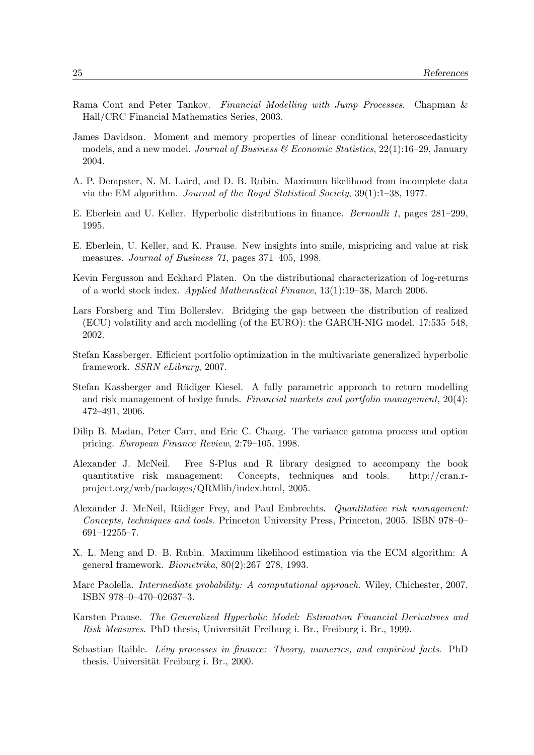Rama Cont and Peter Tankov. *Financial Modelling with Jump Processes*. Chapman & Hall/CRC Financial Mathematics Series, 2003.

James Davidson. Moment and memory properties of linear conditional heteroscedasticity models, and a new model. *Journal of Business & Economic Statistics*, 22(1):16–29, January 2004.

A. P. Dempster, N. M. Laird, and D. B. Rubin. Maximum likelihood from incomplete data via the EM algorithm. *Journal of the Royal Statistical Society*, 39(1):1–38, 1977.

E. Eberlein and U. Keller. Hyperbolic distributions in finance. *Bernoulli 1*, pages 281–299, 1995.

E. Eberlein, U. Keller, and K. Prause. New insights into smile, mispricing and value at risk measures. *Journal of Business 71*, pages 371–405, 1998.

Kevin Fergusson and Eckhard Platen. On the distributional characterization of log-returns of a world stock index. *Applied Mathematical Finance*, 13(1):19–38, March 2006.

Lars Forsberg and Tim Bollerslev. Bridging the gap between the distribution of realized (ECU) volatility and arch modelling (of the EURO): the GARCH-NIG model. 17:535–548, 2002.

Stefan Kassberger. Efficient portfolio optimization in the multivariate generalized hyperbolic framework. *SSRN eLibrary*, 2007.

Stefan Kassberger and Rüdiger Kiesel. A fully parametric approach to return modelling and risk management of hedge funds. *Financial markets and portfolio management*, 20(4): 472–491, 2006.

Dilip B. Madan, Peter Carr, and Eric C. Chang. The variance gamma process and option pricing. *European Finance Review*, 2:79–105, 1998.

Alexander J. McNeil. Free S-Plus and R library designed to accompany the book quantitative risk management: Concepts, techniques and tools. http://cran.r-project.org/web/packages/QRMlib/index.html, 2005.

Alexander J. McNeil, Rüdiger Frey, and Paul Embrechts. *Quantitative risk management: Concepts, techniques and tools*. Princeton University Press, Princeton, 2005. ISBN 978–0–691–12255–7.

X.–L. Meng and D.–B. Rubin. Maximum likelihood estimation via the ECM algorithm: A general framework. *Biometrika*, 80(2):267–278, 1993.

Marc Paolella. *Intermediate probability: A computational approach*. Wiley, Chichester, 2007. ISBN 978–0–470–02637–3.

Karsten Prause. *The Generalized Hyperbolic Model: Estimation Financial Derivatives and Risk Measures*. PhD thesis, Universität Freiburg i. Br., Freiburg i. Br., 1999.

Sebastian Raible. *Lévy processes in finance: Theory, numerics, and empirical facts*. PhD thesis, Universität Freiburg i. Br., 2000.